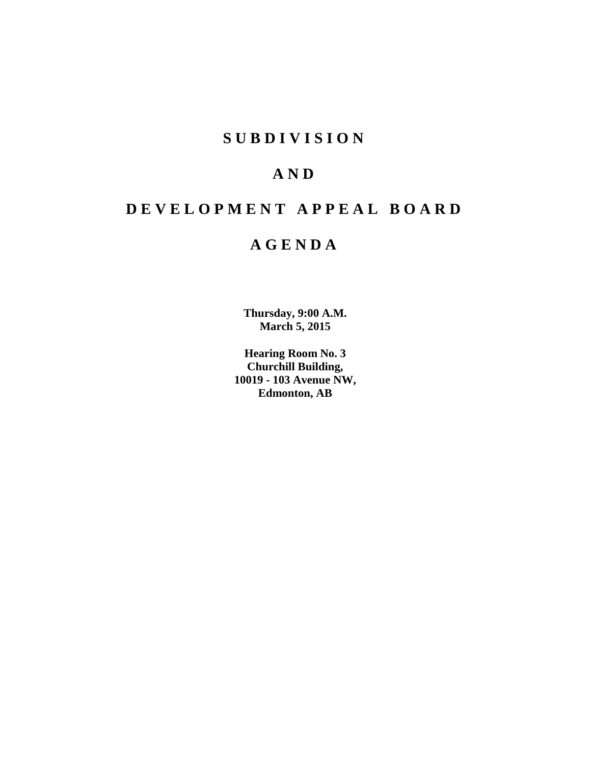# SUBDIVISION

# AND

# DEVELOPMENT APPEAL BOARD

# AGENDA

**Thursday, 9:00 A.M.**
**March 5, 2015**

**Hearing Room No. 3**
**Churchill Building,**
**10019 - 103 Avenue NW,**
**Edmonton, AB**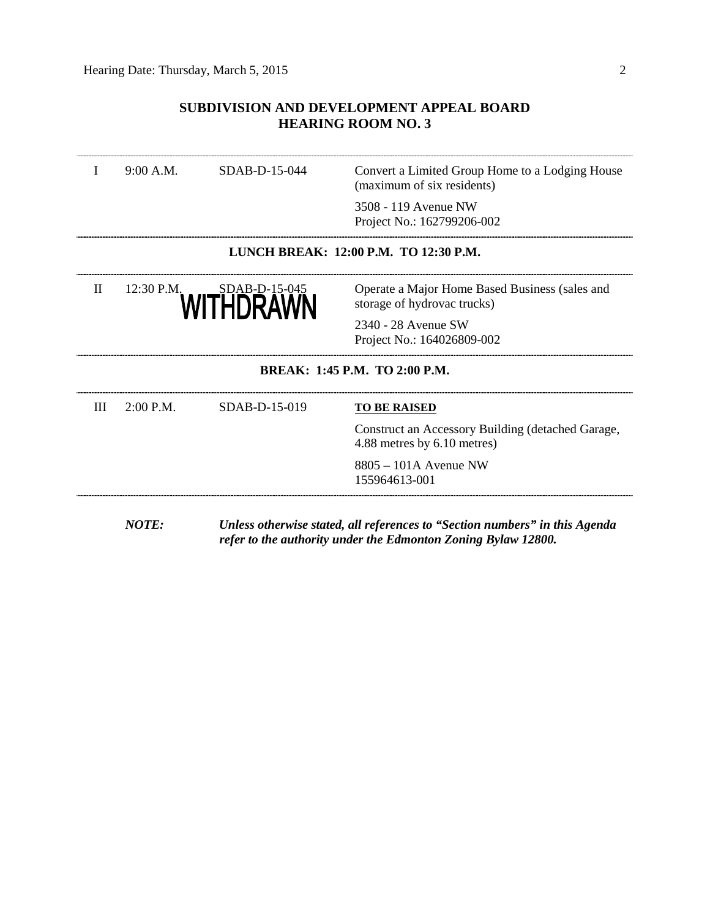## SUBDIVISION AND DEVELOPMENT APPEAL BOARD
## HEARING ROOM NO. 3

| | | | |
|---|---|---|---|
| I | 9:00 A.M. | SDAB-D-15-044 | Convert a Limited Group Home to a Lodging House (maximum of six residents)<br><br>3508 - 119 Avenue NW<br>Project No.: 162799206-002 |

**LUNCH BREAK: 12:00 P.M. TO 12:30 P.M.**

| | | | |
|---|---|---|---|
| II | 12:30 P.M. | SDAB-D-15-045 WITHDRAWN | Operate a Major Home Based Business (sales and storage of hydrovac trucks)<br><br>2340 - 28 Avenue SW<br>Project No.: 164026809-002 |

**BREAK: 1:45 P.M. TO 2:00 P.M.**

| | | | |
|---|---|---|---|
| III | 2:00 P.M. | SDAB-D-15-019 | **TO BE RAISED**<br><br>Construct an Accessory Building (detached Garage, 4.88 metres by 6.10 metres)<br><br>8805 – 101A Avenue NW<br>155964613-001 |

***NOTE:*** ***Unless otherwise stated, all references to "Section numbers" in this Agenda refer to the authority under the Edmonton Zoning Bylaw 12800.***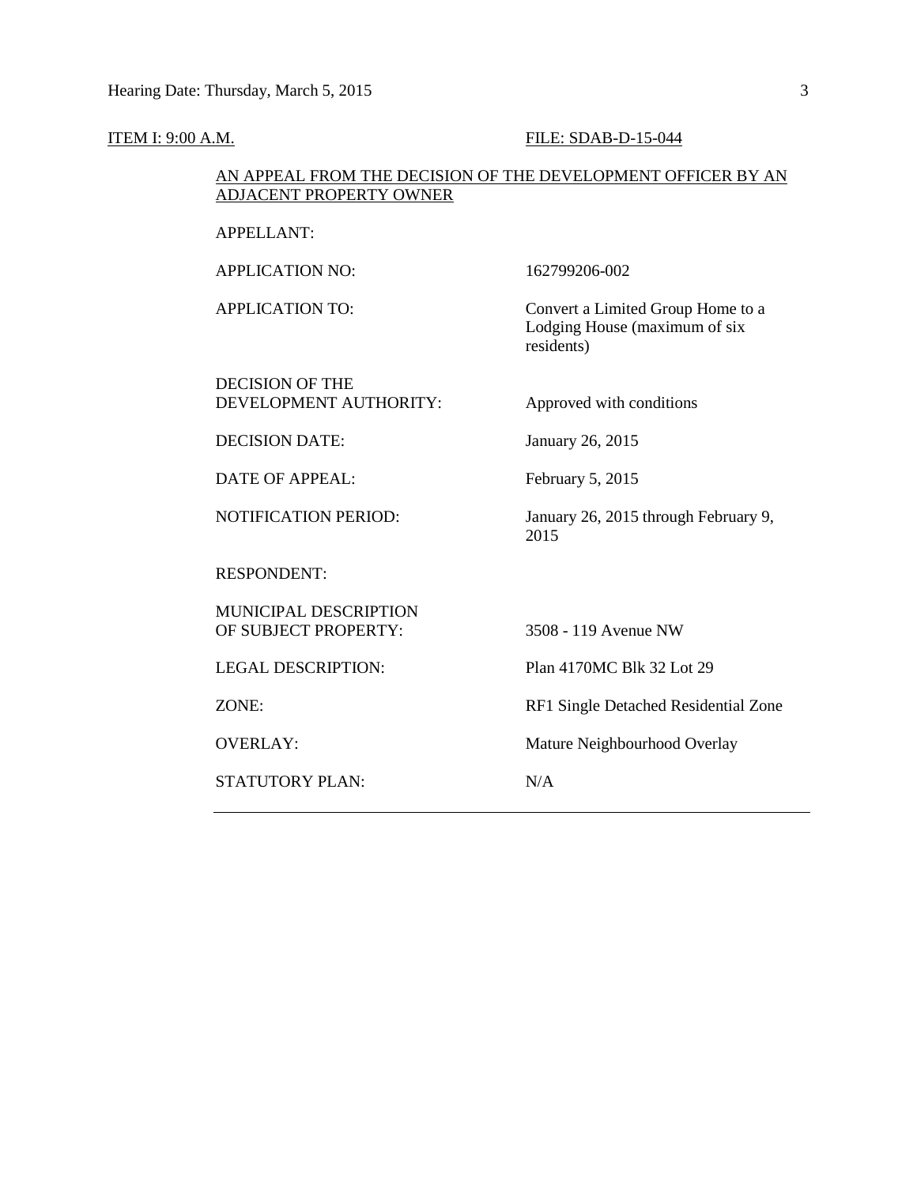ITEM I: 9:00 A.M. FILE: SDAB-D-15-044

AN APPEAL FROM THE DECISION OF THE DEVELOPMENT OFFICER BY AN ADJACENT PROPERTY OWNER

| | |
|---|---|
| APPELLANT: | |
| APPLICATION NO: | 162799206-002 |
| APPLICATION TO: | Convert a Limited Group Home to a Lodging House (maximum of six residents) |
| DECISION OF THE DEVELOPMENT AUTHORITY: | Approved with conditions |
| DECISION DATE: | January 26, 2015 |
| DATE OF APPEAL: | February 5, 2015 |
| NOTIFICATION PERIOD: | January 26, 2015 through February 9, 2015 |
| RESPONDENT: | |
| MUNICIPAL DESCRIPTION OF SUBJECT PROPERTY: | 3508 - 119 Avenue NW |
| LEGAL DESCRIPTION: | Plan 4170MC Blk 32 Lot 29 |
| ZONE: | RF1 Single Detached Residential Zone |
| OVERLAY: | Mature Neighbourhood Overlay |
| STATUTORY PLAN: | N/A |

---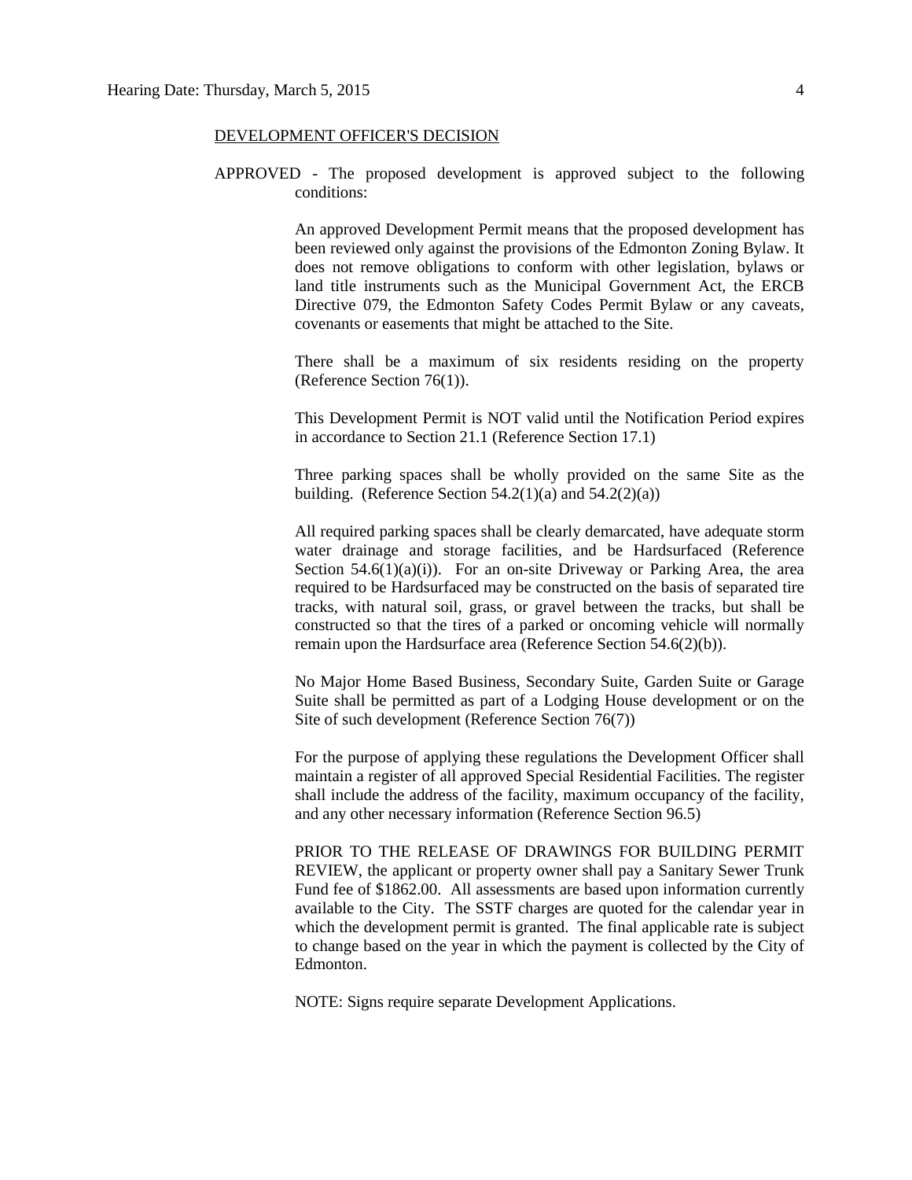DEVELOPMENT OFFICER'S DECISION

APPROVED - The proposed development is approved subject to the following conditions:

An approved Development Permit means that the proposed development has been reviewed only against the provisions of the Edmonton Zoning Bylaw. It does not remove obligations to conform with other legislation, bylaws or land title instruments such as the Municipal Government Act, the ERCB Directive 079, the Edmonton Safety Codes Permit Bylaw or any caveats, covenants or easements that might be attached to the Site.

There shall be a maximum of six residents residing on the property (Reference Section 76(1)).

This Development Permit is NOT valid until the Notification Period expires in accordance to Section 21.1 (Reference Section 17.1)

Three parking spaces shall be wholly provided on the same Site as the building. (Reference Section 54.2(1)(a) and 54.2(2)(a))

All required parking spaces shall be clearly demarcated, have adequate storm water drainage and storage facilities, and be Hardsurfaced (Reference Section 54.6(1)(a)(i)). For an on-site Driveway or Parking Area, the area required to be Hardsurfaced may be constructed on the basis of separated tire tracks, with natural soil, grass, or gravel between the tracks, but shall be constructed so that the tires of a parked or oncoming vehicle will normally remain upon the Hardsurface area (Reference Section 54.6(2)(b)).

No Major Home Based Business, Secondary Suite, Garden Suite or Garage Suite shall be permitted as part of a Lodging House development or on the Site of such development (Reference Section 76(7))

For the purpose of applying these regulations the Development Officer shall maintain a register of all approved Special Residential Facilities. The register shall include the address of the facility, maximum occupancy of the facility, and any other necessary information (Reference Section 96.5)

PRIOR TO THE RELEASE OF DRAWINGS FOR BUILDING PERMIT REVIEW, the applicant or property owner shall pay a Sanitary Sewer Trunk Fund fee of $1862.00. All assessments are based upon information currently available to the City. The SSTF charges are quoted for the calendar year in which the development permit is granted. The final applicable rate is subject to change based on the year in which the payment is collected by the City of Edmonton.

NOTE: Signs require separate Development Applications.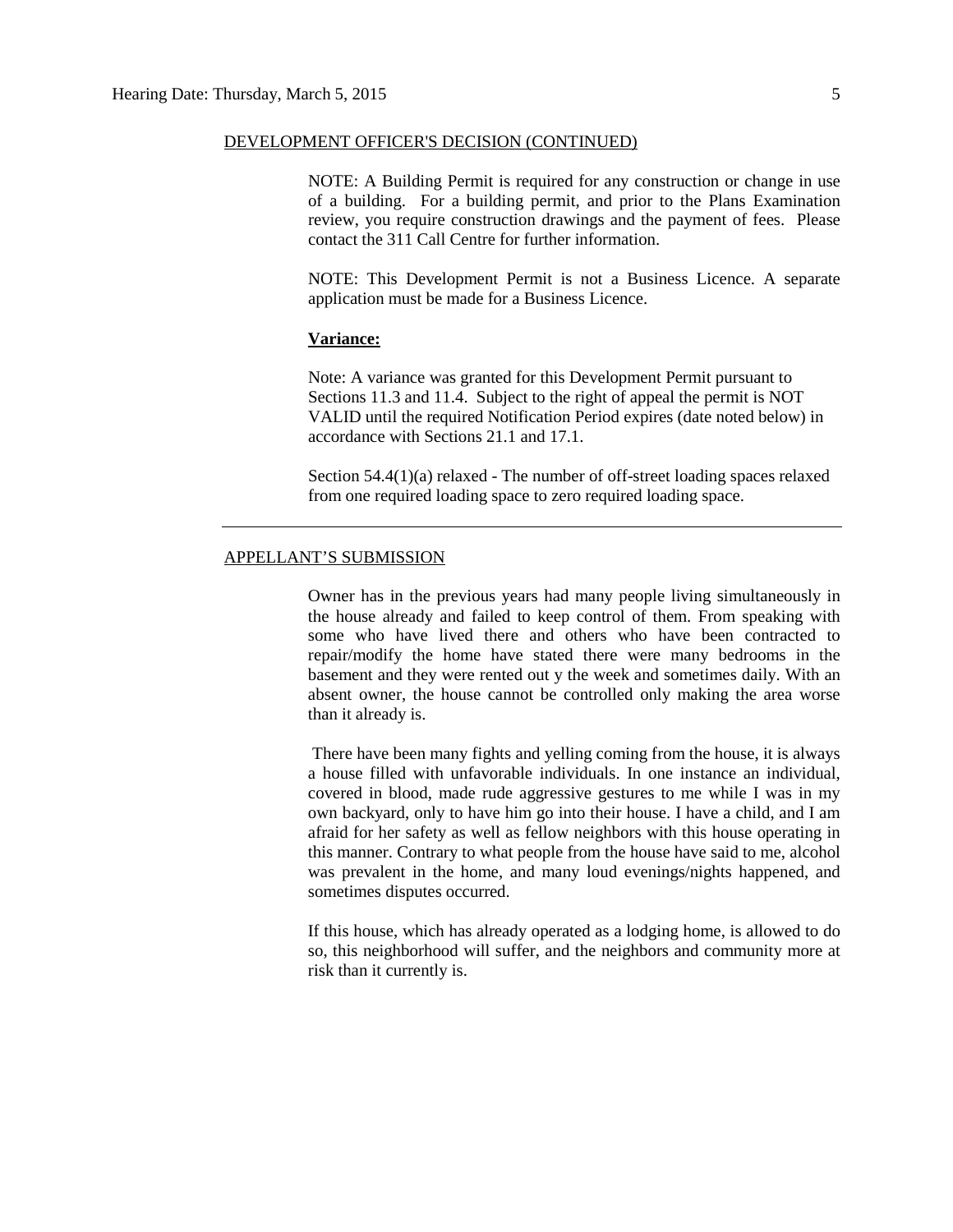DEVELOPMENT OFFICER'S DECISION (CONTINUED)

NOTE: A Building Permit is required for any construction or change in use of a building. For a building permit, and prior to the Plans Examination review, you require construction drawings and the payment of fees. Please contact the 311 Call Centre for further information.

NOTE: This Development Permit is not a Business Licence. A separate application must be made for a Business Licence.

**Variance:**

Note: A variance was granted for this Development Permit pursuant to Sections 11.3 and 11.4. Subject to the right of appeal the permit is NOT VALID until the required Notification Period expires (date noted below) in accordance with Sections 21.1 and 17.1.

Section 54.4(1)(a) relaxed - The number of off-street loading spaces relaxed from one required loading space to zero required loading space.

---

APPELLANT'S SUBMISSION

Owner has in the previous years had many people living simultaneously in the house already and failed to keep control of them. From speaking with some who have lived there and others who have been contracted to repair/modify the home have stated there were many bedrooms in the basement and they were rented out y the week and sometimes daily. With an absent owner, the house cannot be controlled only making the area worse than it already is.

There have been many fights and yelling coming from the house, it is always a house filled with unfavorable individuals. In one instance an individual, covered in blood, made rude aggressive gestures to me while I was in my own backyard, only to have him go into their house. I have a child, and I am afraid for her safety as well as fellow neighbors with this house operating in this manner. Contrary to what people from the house have said to me, alcohol was prevalent in the home, and many loud evenings/nights happened, and sometimes disputes occurred.

If this house, which has already operated as a lodging home, is allowed to do so, this neighborhood will suffer, and the neighbors and community more at risk than it currently is.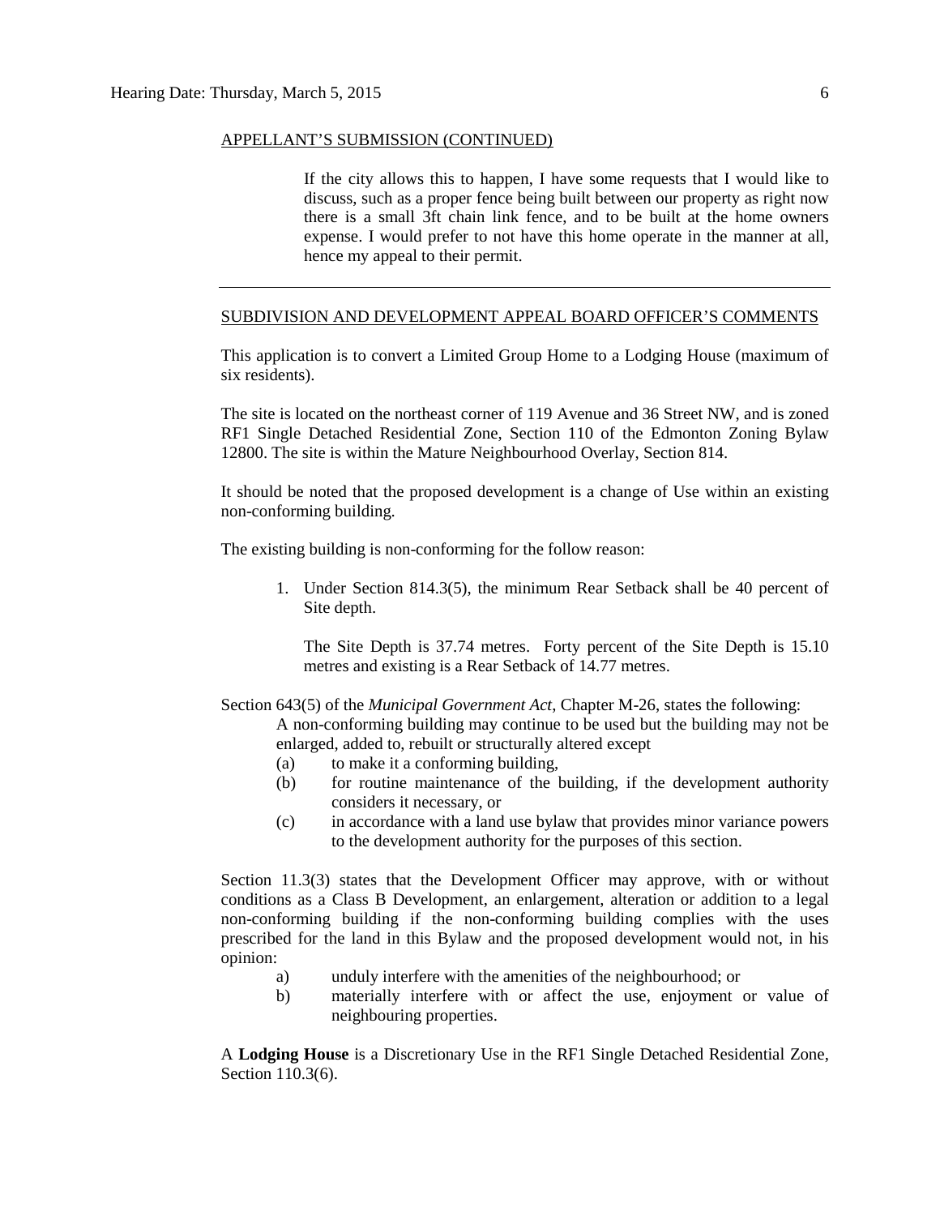APPELLANT'S SUBMISSION (CONTINUED)

> If the city allows this to happen, I have some requests that I would like to discuss, such as a proper fence being built between our property as right now there is a small 3ft chain link fence, and to be built at the home owners expense. I would prefer to not have this home operate in the manner at all, hence my appeal to their permit.

---

SUBDIVISION AND DEVELOPMENT APPEAL BOARD OFFICER'S COMMENTS

This application is to convert a Limited Group Home to a Lodging House (maximum of six residents).

The site is located on the northeast corner of 119 Avenue and 36 Street NW, and is zoned RF1 Single Detached Residential Zone, Section 110 of the Edmonton Zoning Bylaw 12800. The site is within the Mature Neighbourhood Overlay, Section 814.

It should be noted that the proposed development is a change of Use within an existing non-conforming building.

The existing building is non-conforming for the follow reason:

1. Under Section 814.3(5), the minimum Rear Setback shall be 40 percent of Site depth.

   The Site Depth is 37.74 metres. Forty percent of the Site Depth is 15.10 metres and existing is a Rear Setback of 14.77 metres.

Section 643(5) of the *Municipal Government Act*, Chapter M-26, states the following:

> A non-conforming building may continue to be used but the building may not be enlarged, added to, rebuilt or structurally altered except
>
> (a) to make it a conforming building,
>
> (b) for routine maintenance of the building, if the development authority considers it necessary, or
>
> (c) in accordance with a land use bylaw that provides minor variance powers to the development authority for the purposes of this section.

Section 11.3(3) states that the Development Officer may approve, with or without conditions as a Class B Development, an enlargement, alteration or addition to a legal non-conforming building if the non-conforming building complies with the uses prescribed for the land in this Bylaw and the proposed development would not, in his opinion:

> a) unduly interfere with the amenities of the neighbourhood; or
>
> b) materially interfere with or affect the use, enjoyment or value of neighbouring properties.

A **Lodging House** is a Discretionary Use in the RF1 Single Detached Residential Zone, Section 110.3(6).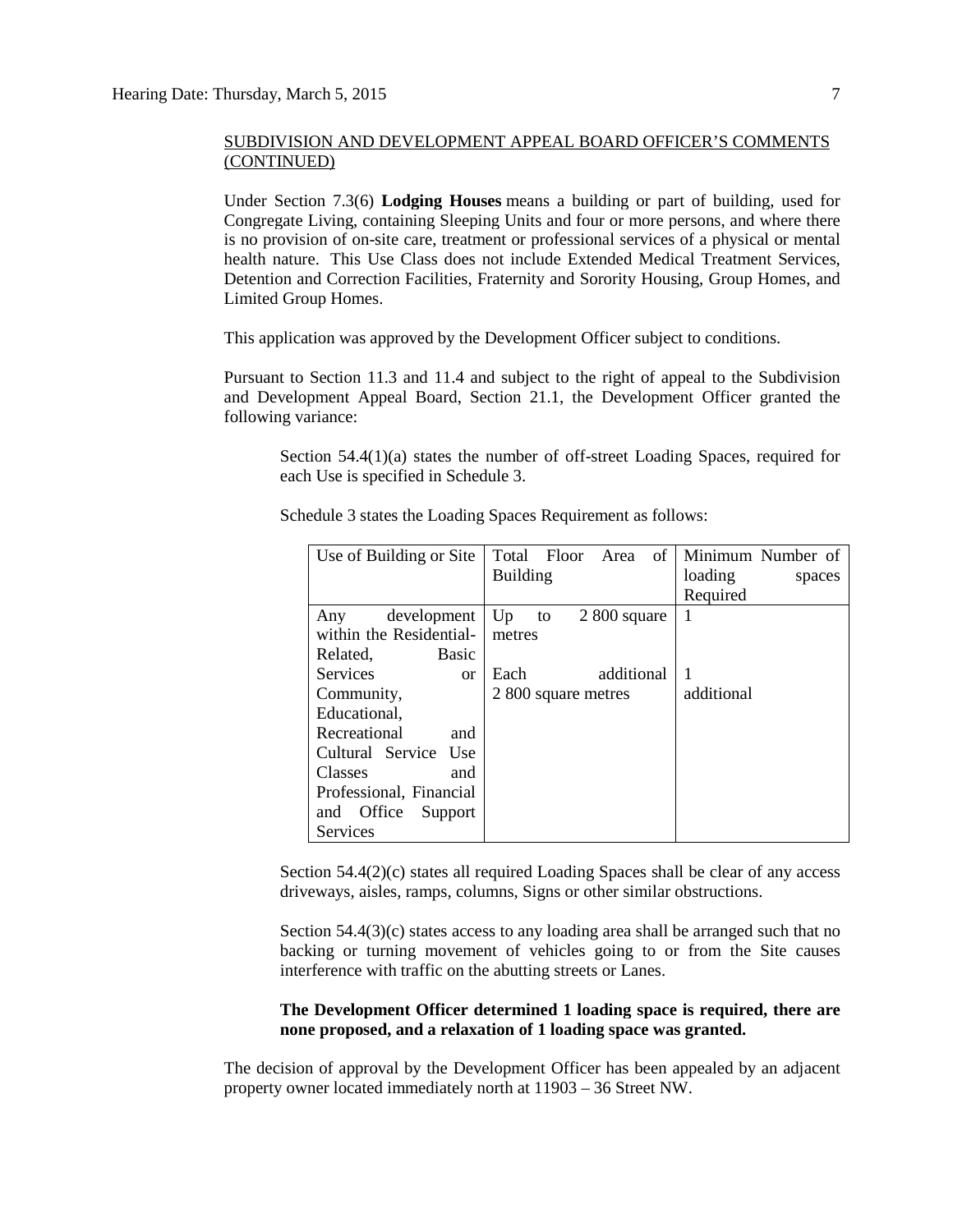SUBDIVISION AND DEVELOPMENT APPEAL BOARD OFFICER'S COMMENTS (CONTINUED)

Under Section 7.3(6) **Lodging Houses** means a building or part of building, used for Congregate Living, containing Sleeping Units and four or more persons, and where there is no provision of on-site care, treatment or professional services of a physical or mental health nature. This Use Class does not include Extended Medical Treatment Services, Detention and Correction Facilities, Fraternity and Sorority Housing, Group Homes, and Limited Group Homes.

This application was approved by the Development Officer subject to conditions.

Pursuant to Section 11.3 and 11.4 and subject to the right of appeal to the Subdivision and Development Appeal Board, Section 21.1, the Development Officer granted the following variance:

> Section 54.4(1)(a) states the number of off-street Loading Spaces, required for each Use is specified in Schedule 3.
>
> Schedule 3 states the Loading Spaces Requirement as follows:
>
> | Use of Building or Site | Total Floor Area of Building | Minimum Number of loading spaces Required |
> |---|---|---|
> | Any development within the Residential-Related, Basic Services or Community, Educational, Recreational and Cultural Service Use Classes and Professional, Financial and Office Support Services | Up to 2 800 square metres<br><br>Each additional 2 800 square metres | 1<br><br>1 additional |
>
> Section 54.4(2)(c) states all required Loading Spaces shall be clear of any access driveways, aisles, ramps, columns, Signs or other similar obstructions.
>
> Section 54.4(3)(c) states access to any loading area shall be arranged such that no backing or turning movement of vehicles going to or from the Site causes interference with traffic on the abutting streets or Lanes.
>
> **The Development Officer determined 1 loading space is required, there are none proposed, and a relaxation of 1 loading space was granted.**

The decision of approval by the Development Officer has been appealed by an adjacent property owner located immediately north at 11903 – 36 Street NW.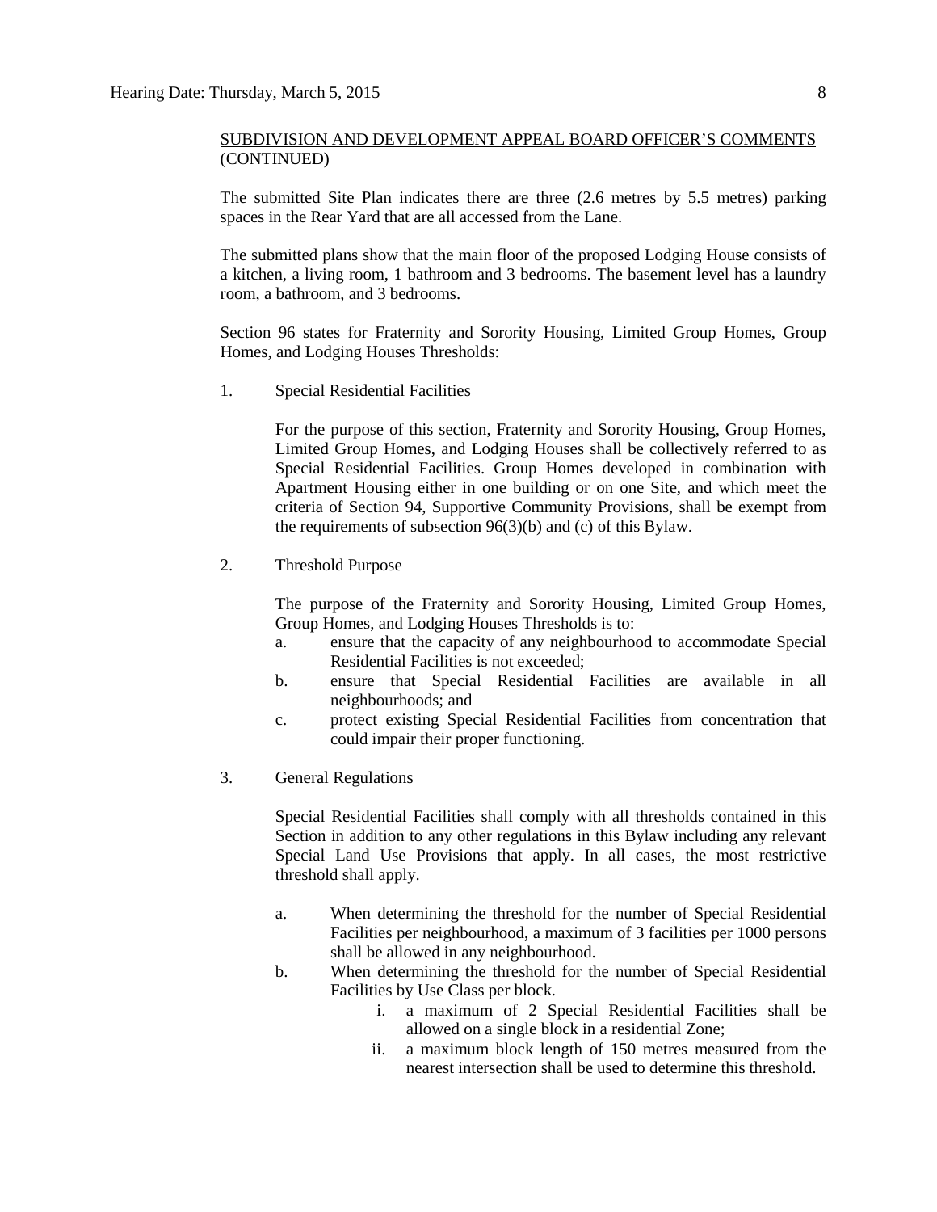SUBDIVISION AND DEVELOPMENT APPEAL BOARD OFFICER'S COMMENTS (CONTINUED)

The submitted Site Plan indicates there are three (2.6 metres by 5.5 metres) parking spaces in the Rear Yard that are all accessed from the Lane.

The submitted plans show that the main floor of the proposed Lodging House consists of a kitchen, a living room, 1 bathroom and 3 bedrooms. The basement level has a laundry room, a bathroom, and 3 bedrooms.

Section 96 states for Fraternity and Sorority Housing, Limited Group Homes, Group Homes, and Lodging Houses Thresholds:

1. Special Residential Facilities

   For the purpose of this section, Fraternity and Sorority Housing, Group Homes, Limited Group Homes, and Lodging Houses shall be collectively referred to as Special Residential Facilities. Group Homes developed in combination with Apartment Housing either in one building or on one Site, and which meet the criteria of Section 94, Supportive Community Provisions, shall be exempt from the requirements of subsection 96(3)(b) and (c) of this Bylaw.

2. Threshold Purpose

   The purpose of the Fraternity and Sorority Housing, Limited Group Homes, Group Homes, and Lodging Houses Thresholds is to:

   a. ensure that the capacity of any neighbourhood to accommodate Special Residential Facilities is not exceeded;
   b. ensure that Special Residential Facilities are available in all neighbourhoods; and
   c. protect existing Special Residential Facilities from concentration that could impair their proper functioning.

3. General Regulations

   Special Residential Facilities shall comply with all thresholds contained in this Section in addition to any other regulations in this Bylaw including any relevant Special Land Use Provisions that apply. In all cases, the most restrictive threshold shall apply.

   a. When determining the threshold for the number of Special Residential Facilities per neighbourhood, a maximum of 3 facilities per 1000 persons shall be allowed in any neighbourhood.
   b. When determining the threshold for the number of Special Residential Facilities by Use Class per block.
      i. a maximum of 2 Special Residential Facilities shall be allowed on a single block in a residential Zone;
      ii. a maximum block length of 150 metres measured from the nearest intersection shall be used to determine this threshold.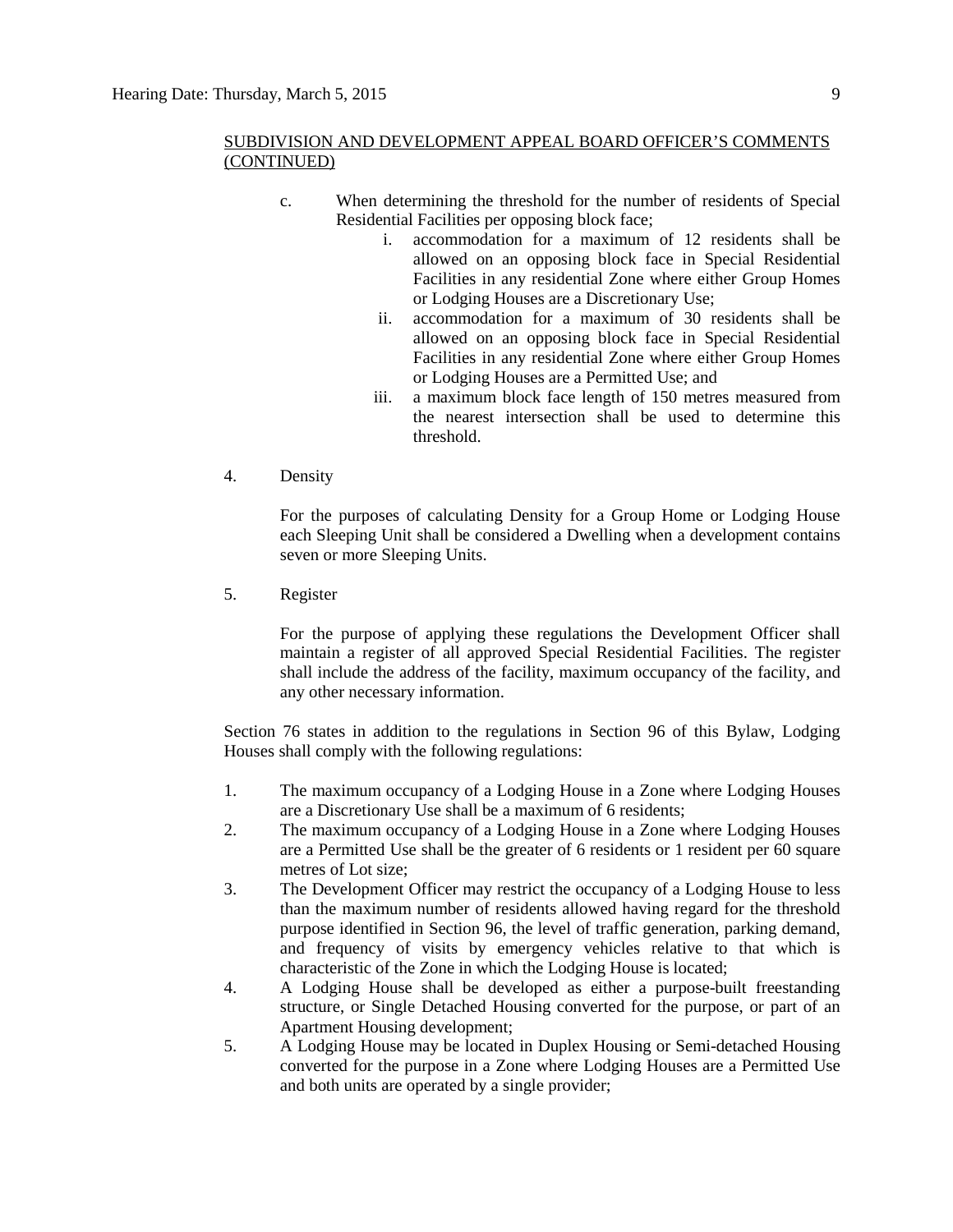SUBDIVISION AND DEVELOPMENT APPEAL BOARD OFFICER'S COMMENTS (CONTINUED)

c. When determining the threshold for the number of residents of Special Residential Facilities per opposing block face;

   i. accommodation for a maximum of 12 residents shall be allowed on an opposing block face in Special Residential Facilities in any residential Zone where either Group Homes or Lodging Houses are a Discretionary Use;

   ii. accommodation for a maximum of 30 residents shall be allowed on an opposing block face in Special Residential Facilities in any residential Zone where either Group Homes or Lodging Houses are a Permitted Use; and

   iii. a maximum block face length of 150 metres measured from the nearest intersection shall be used to determine this threshold.

4. Density

   For the purposes of calculating Density for a Group Home or Lodging House each Sleeping Unit shall be considered a Dwelling when a development contains seven or more Sleeping Units.

5. Register

   For the purpose of applying these regulations the Development Officer shall maintain a register of all approved Special Residential Facilities. The register shall include the address of the facility, maximum occupancy of the facility, and any other necessary information.

Section 76 states in addition to the regulations in Section 96 of this Bylaw, Lodging Houses shall comply with the following regulations:

1. The maximum occupancy of a Lodging House in a Zone where Lodging Houses are a Discretionary Use shall be a maximum of 6 residents;
2. The maximum occupancy of a Lodging House in a Zone where Lodging Houses are a Permitted Use shall be the greater of 6 residents or 1 resident per 60 square metres of Lot size;
3. The Development Officer may restrict the occupancy of a Lodging House to less than the maximum number of residents allowed having regard for the threshold purpose identified in Section 96, the level of traffic generation, parking demand, and frequency of visits by emergency vehicles relative to that which is characteristic of the Zone in which the Lodging House is located;
4. A Lodging House shall be developed as either a purpose-built freestanding structure, or Single Detached Housing converted for the purpose, or part of an Apartment Housing development;
5. A Lodging House may be located in Duplex Housing or Semi-detached Housing converted for the purpose in a Zone where Lodging Houses are a Permitted Use and both units are operated by a single provider;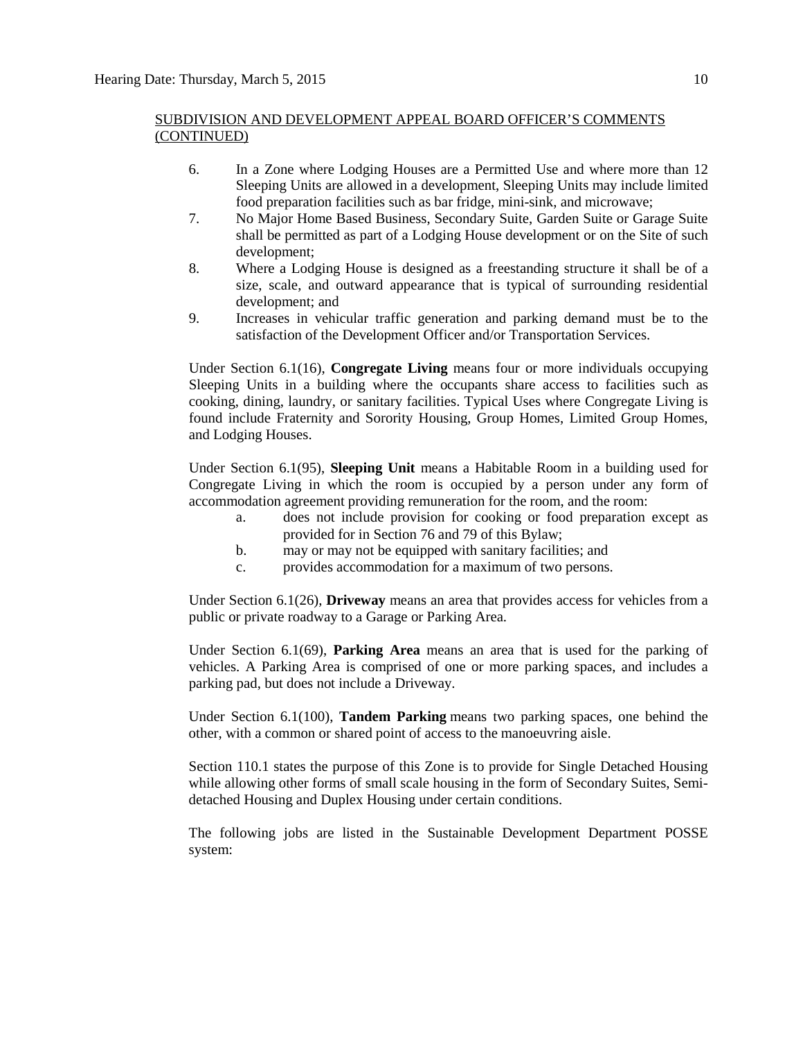SUBDIVISION AND DEVELOPMENT APPEAL BOARD OFFICER'S COMMENTS (CONTINUED)

6. In a Zone where Lodging Houses are a Permitted Use and where more than 12 Sleeping Units are allowed in a development, Sleeping Units may include limited food preparation facilities such as bar fridge, mini-sink, and microwave;
7. No Major Home Based Business, Secondary Suite, Garden Suite or Garage Suite shall be permitted as part of a Lodging House development or on the Site of such development;
8. Where a Lodging House is designed as a freestanding structure it shall be of a size, scale, and outward appearance that is typical of surrounding residential development; and
9. Increases in vehicular traffic generation and parking demand must be to the satisfaction of the Development Officer and/or Transportation Services.

Under Section 6.1(16), **Congregate Living** means four or more individuals occupying Sleeping Units in a building where the occupants share access to facilities such as cooking, dining, laundry, or sanitary facilities. Typical Uses where Congregate Living is found include Fraternity and Sorority Housing, Group Homes, Limited Group Homes, and Lodging Houses.

Under Section 6.1(95), **Sleeping Unit** means a Habitable Room in a building used for Congregate Living in which the room is occupied by a person under any form of accommodation agreement providing remuneration for the room, and the room:

a. does not include provision for cooking or food preparation except as provided for in Section 76 and 79 of this Bylaw;
b. may or may not be equipped with sanitary facilities; and
c. provides accommodation for a maximum of two persons.

Under Section 6.1(26), **Driveway** means an area that provides access for vehicles from a public or private roadway to a Garage or Parking Area.

Under Section 6.1(69), **Parking Area** means an area that is used for the parking of vehicles. A Parking Area is comprised of one or more parking spaces, and includes a parking pad, but does not include a Driveway.

Under Section 6.1(100), **Tandem Parking** means two parking spaces, one behind the other, with a common or shared point of access to the manoeuvring aisle.

Section 110.1 states the purpose of this Zone is to provide for Single Detached Housing while allowing other forms of small scale housing in the form of Secondary Suites, Semi-detached Housing and Duplex Housing under certain conditions.

The following jobs are listed in the Sustainable Development Department POSSE system: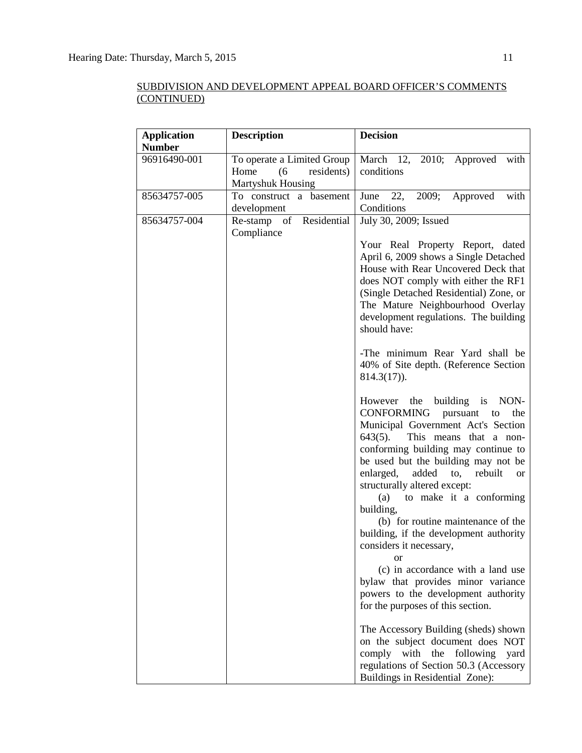SUBDIVISION AND DEVELOPMENT APPEAL BOARD OFFICER'S COMMENTS (CONTINUED)

| Application Number | Description | Decision |
|---|---|---|
| 96916490-001 | To operate a Limited Group Home (6 residents) Martyshuk Housing | March 12, 2010; Approved with conditions |
| 85634757-005 | To construct a basement development | June 22, 2009; Approved with Conditions |
| 85634757-004 | Re-stamp of Residential Compliance | July 30, 2009; Issued<br><br>Your Real Property Report, dated April 6, 2009 shows a Single Detached House with Rear Uncovered Deck that does NOT comply with either the RF1 (Single Detached Residential) Zone, or The Mature Neighbourhood Overlay development regulations. The building should have:<br><br>-The minimum Rear Yard shall be 40% of Site depth. (Reference Section 814.3(17)).<br><br>However the building is NON-CONFORMING pursuant to the Municipal Government Act's Section 643(5). This means that a non-conforming building may continue to be used but the building may not be enlarged, added to, rebuilt or structurally altered except:<br>(a) to make it a conforming building,<br>(b) for routine maintenance of the building, if the development authority considers it necessary,<br>or<br>(c) in accordance with a land use bylaw that provides minor variance powers to the development authority for the purposes of this section.<br><br>The Accessory Building (sheds) shown on the subject document does NOT comply with the following yard regulations of Section 50.3 (Accessory Buildings in Residential Zone): |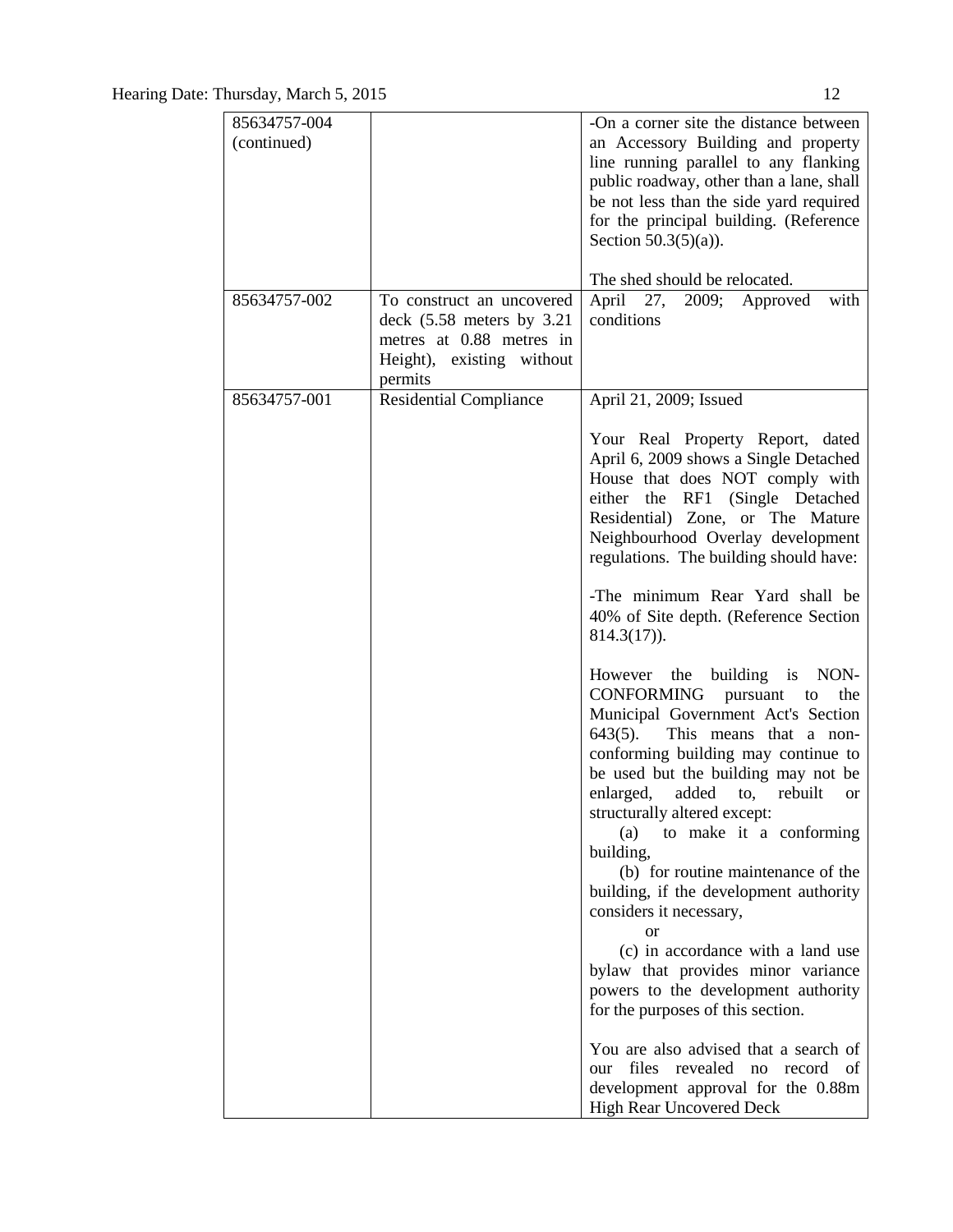| 85634757-004 (continued) | | -On a corner site the distance between an Accessory Building and property line running parallel to any flanking public roadway, other than a lane, shall be not less than the side yard required for the principal building. (Reference Section 50.3(5)(a)).<br><br>The shed should be relocated. |
|---|---|---|
| 85634757-002 | To construct an uncovered deck (5.58 meters by 3.21 metres at 0.88 metres in Height), existing without permits | April 27, 2009; Approved with conditions |
| 85634757-001 | Residential Compliance | April 21, 2009; Issued<br><br>Your Real Property Report, dated April 6, 2009 shows a Single Detached House that does NOT comply with either the RF1 (Single Detached Residential) Zone, or The Mature Neighbourhood Overlay development regulations. The building should have:<br><br>-The minimum Rear Yard shall be 40% of Site depth. (Reference Section 814.3(17)).<br><br>However the building is NON-CONFORMING pursuant to the Municipal Government Act's Section 643(5). This means that a non-conforming building may continue to be used but the building may not be enlarged, added to, rebuilt or structurally altered except:<br>(a) to make it a conforming building,<br>(b) for routine maintenance of the building, if the development authority considers it necessary,<br>or<br>(c) in accordance with a land use bylaw that provides minor variance powers to the development authority for the purposes of this section.<br><br>You are also advised that a search of our files revealed no record of development approval for the 0.88m High Rear Uncovered Deck |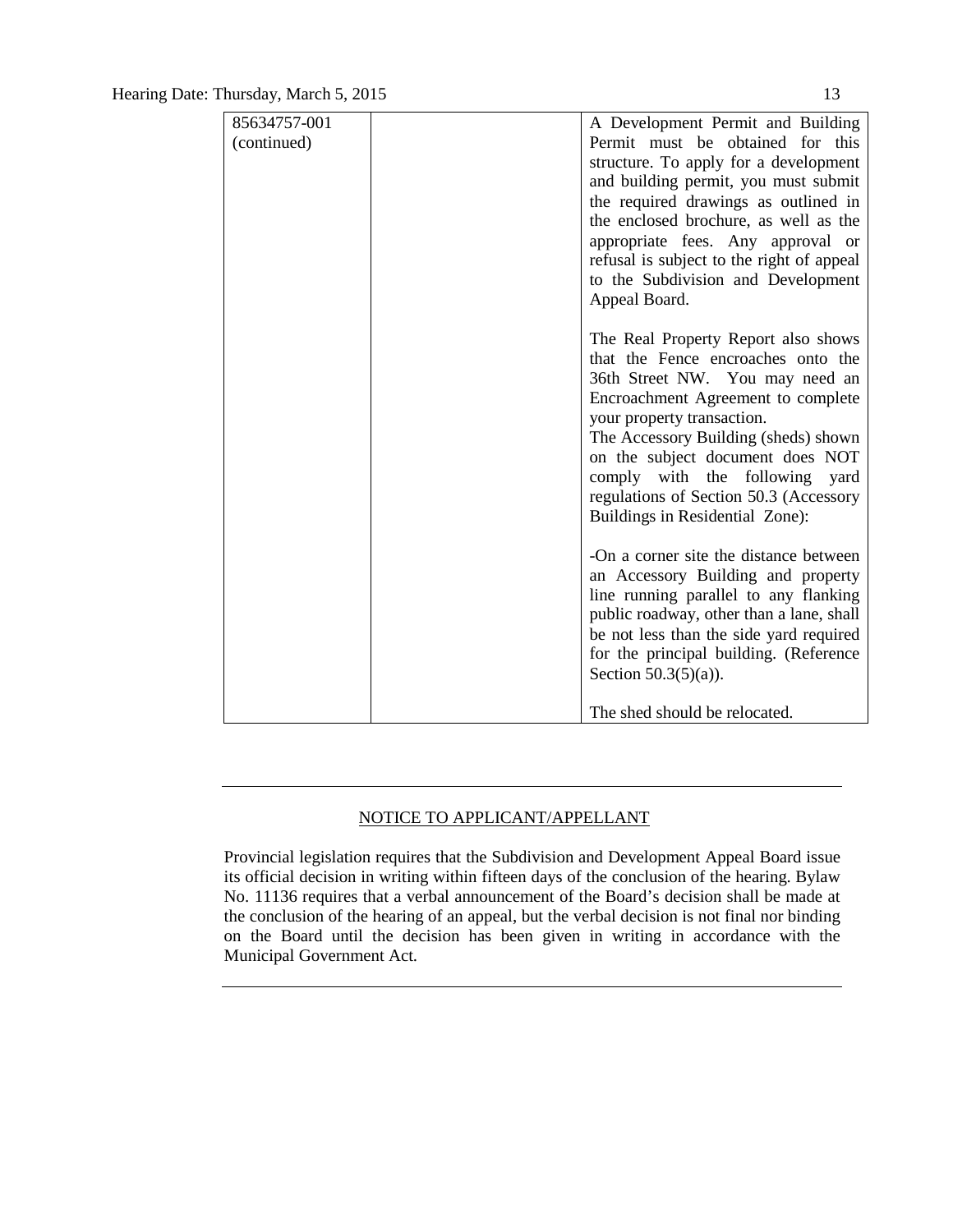| | | |
|---|---|---|
| 85634757-001 (continued) | | A Development Permit and Building Permit must be obtained for this structure. To apply for a development and building permit, you must submit the required drawings as outlined in the enclosed brochure, as well as the appropriate fees. Any approval or refusal is subject to the right of appeal to the Subdivision and Development Appeal Board.<br><br>The Real Property Report also shows that the Fence encroaches onto the 36th Street NW. You may need an Encroachment Agreement to complete your property transaction.<br>The Accessory Building (sheds) shown on the subject document does NOT comply with the following yard regulations of Section 50.3 (Accessory Buildings in Residential Zone):<br><br>-On a corner site the distance between an Accessory Building and property line running parallel to any flanking public roadway, other than a lane, shall be not less than the side yard required for the principal building. (Reference Section 50.3(5)(a)).<br><br>The shed should be relocated. |

---

NOTICE TO APPLICANT/APPELLANT

Provincial legislation requires that the Subdivision and Development Appeal Board issue its official decision in writing within fifteen days of the conclusion of the hearing. Bylaw No. 11136 requires that a verbal announcement of the Board's decision shall be made at the conclusion of the hearing of an appeal, but the verbal decision is not final nor binding on the Board until the decision has been given in writing in accordance with the Municipal Government Act.

---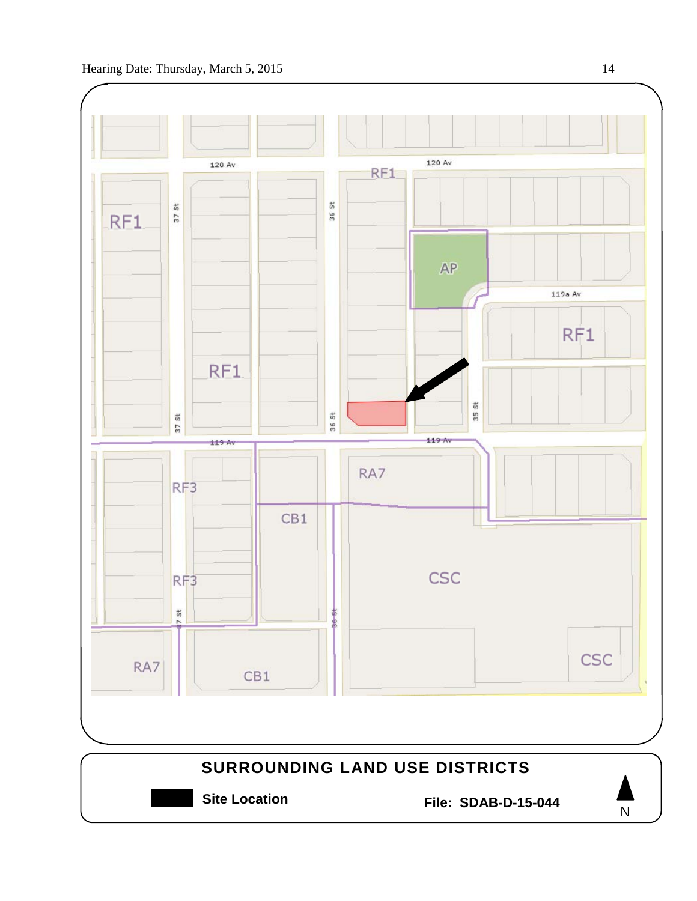## SURROUNDING LAND USE DISTRICTS

**Site Location**

**File: SDAB-D-15-044**

N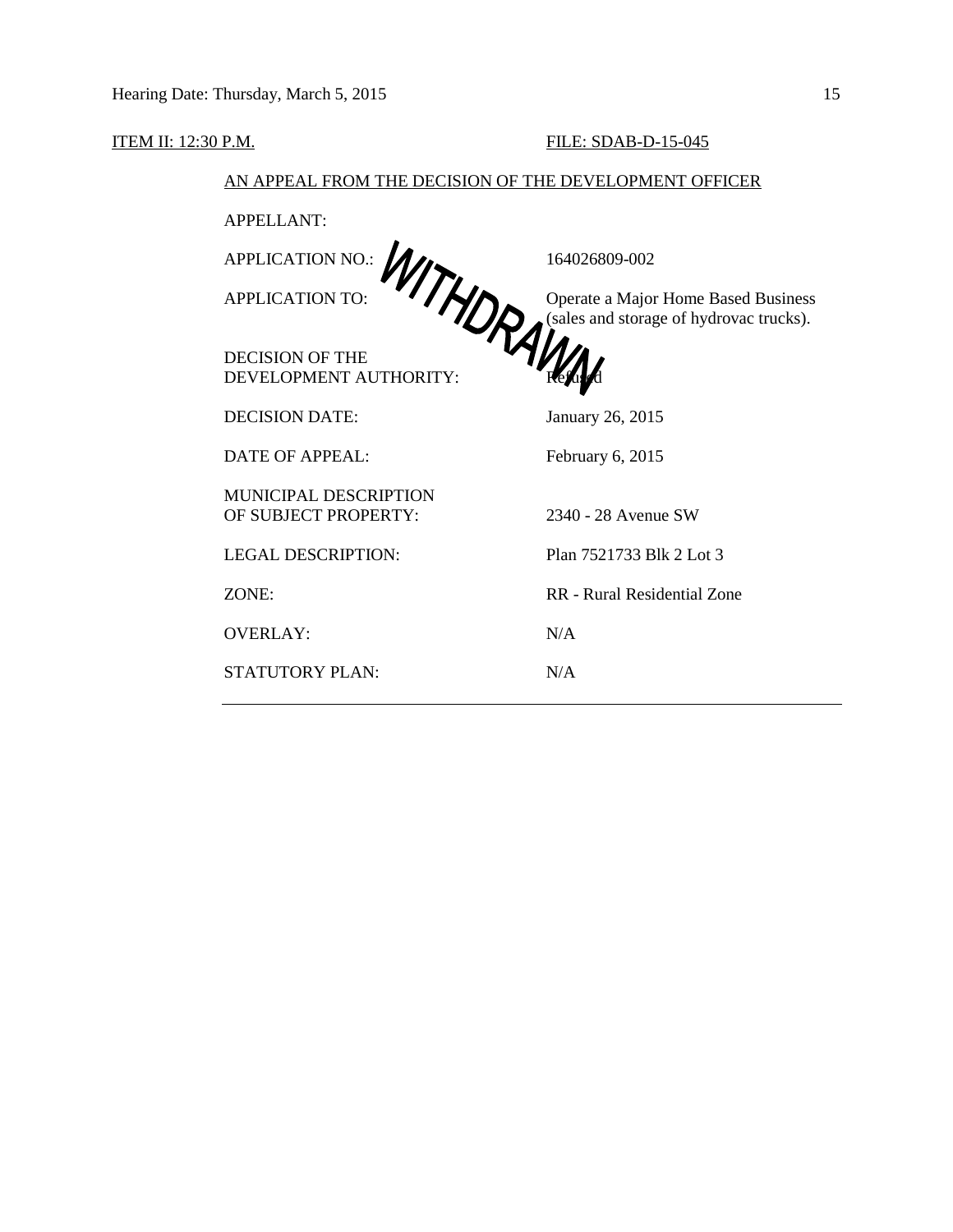ITEM II: 12:30 P.M. FILE: SDAB-D-15-045

AN APPEAL FROM THE DECISION OF THE DEVELOPMENT OFFICER

WITHDRAWN

| | |
|---|---|
| APPELLANT: | |
| APPLICATION NO.: | 164026809-002 |
| APPLICATION TO: | Operate a Major Home Based Business (sales and storage of hydrovac trucks). |
| DECISION OF THE DEVELOPMENT AUTHORITY: | Refused |
| DECISION DATE: | January 26, 2015 |
| DATE OF APPEAL: | February 6, 2015 |
| MUNICIPAL DESCRIPTION OF SUBJECT PROPERTY: | 2340 - 28 Avenue SW |
| LEGAL DESCRIPTION: | Plan 7521733 Blk 2 Lot 3 |
| ZONE: | RR - Rural Residential Zone |
| OVERLAY: | N/A |
| STATUTORY PLAN: | N/A |

---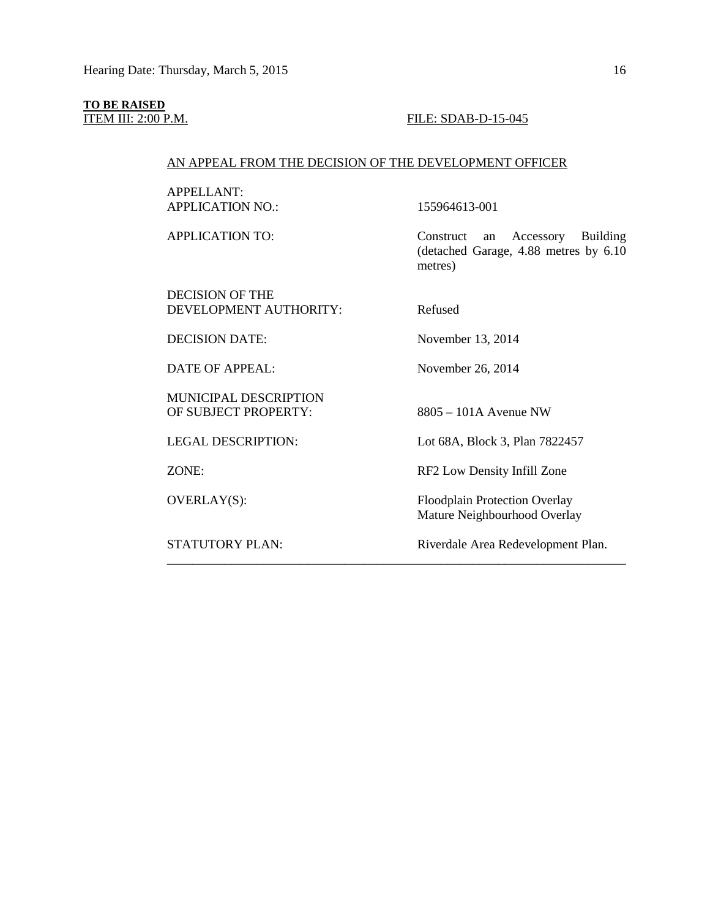**TO BE RAISED**

ITEM III: 2:00 P.M. FILE: SDAB-D-15-045

AN APPEAL FROM THE DECISION OF THE DEVELOPMENT OFFICER

| | |
|---|---|
| APPELLANT: | |
| APPLICATION NO.: | 155964613-001 |
| APPLICATION TO: | Construct an Accessory Building (detached Garage, 4.88 metres by 6.10 metres) |
| DECISION OF THE DEVELOPMENT AUTHORITY: | Refused |
| DECISION DATE: | November 13, 2014 |
| DATE OF APPEAL: | November 26, 2014 |
| MUNICIPAL DESCRIPTION OF SUBJECT PROPERTY: | 8805 – 101A Avenue NW |
| LEGAL DESCRIPTION: | Lot 68A, Block 3, Plan 7822457 |
| ZONE: | RF2 Low Density Infill Zone |
| OVERLAY(S): | Floodplain Protection Overlay<br>Mature Neighbourhood Overlay |
| STATUTORY PLAN: | Riverdale Area Redevelopment Plan. |

---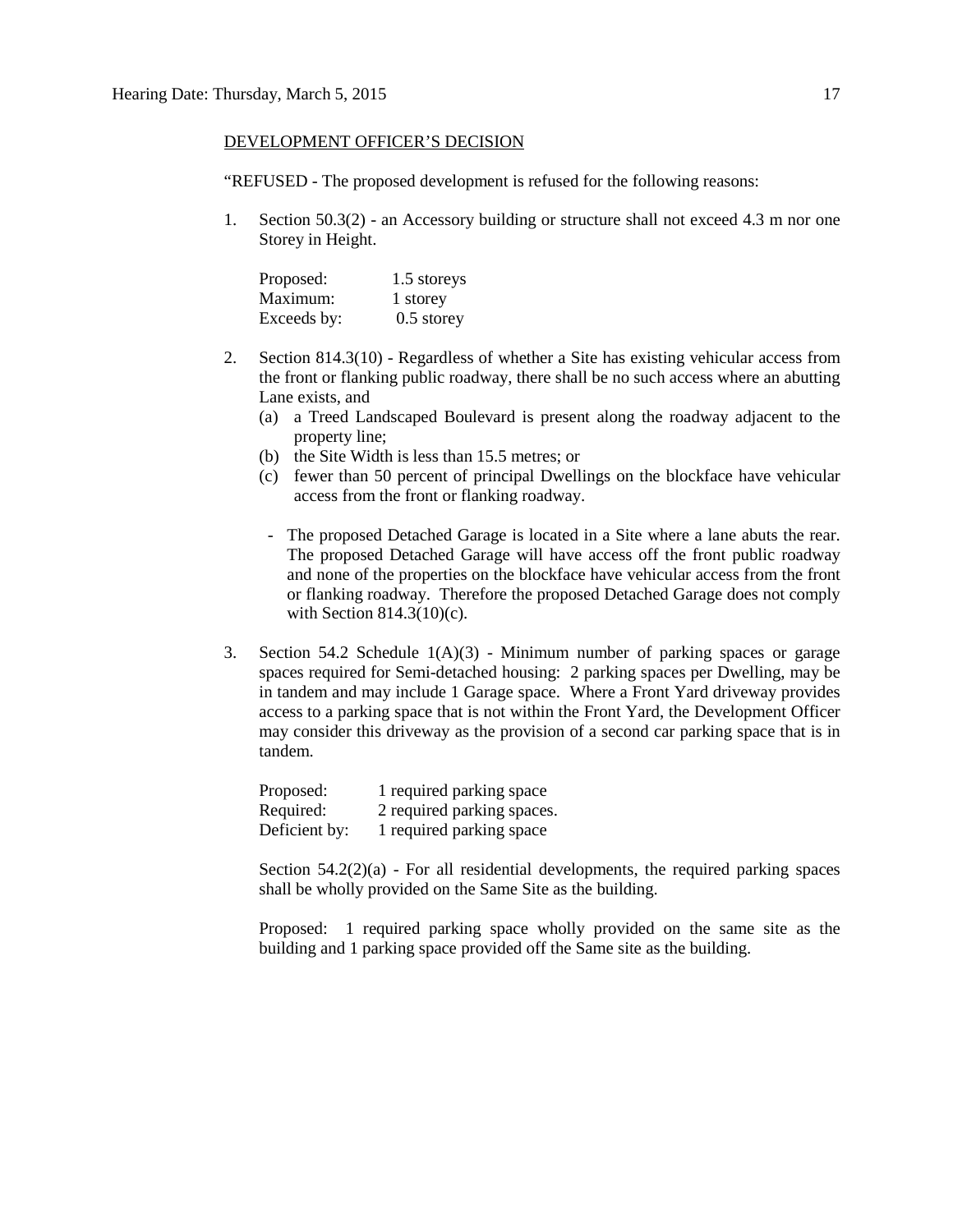DEVELOPMENT OFFICER'S DECISION

"REFUSED - The proposed development is refused for the following reasons:

1. Section 50.3(2) - an Accessory building or structure shall not exceed 4.3 m nor one Storey in Height.

   Proposed: 1.5 storeys
   Maximum: 1 storey
   Exceeds by: 0.5 storey

2. Section 814.3(10) - Regardless of whether a Site has existing vehicular access from the front or flanking public roadway, there shall be no such access where an abutting Lane exists, and
   - (a) a Treed Landscaped Boulevard is present along the roadway adjacent to the property line;
   - (b) the Site Width is less than 15.5 metres; or
   - (c) fewer than 50 percent of principal Dwellings on the blockface have vehicular access from the front or flanking roadway.

   - The proposed Detached Garage is located in a Site where a lane abuts the rear. The proposed Detached Garage will have access off the front public roadway and none of the properties on the blockface have vehicular access from the front or flanking roadway. Therefore the proposed Detached Garage does not comply with Section 814.3(10)(c).

3. Section 54.2 Schedule 1(A)(3) - Minimum number of parking spaces or garage spaces required for Semi-detached housing: 2 parking spaces per Dwelling, may be in tandem and may include 1 Garage space. Where a Front Yard driveway provides access to a parking space that is not within the Front Yard, the Development Officer may consider this driveway as the provision of a second car parking space that is in tandem.

   Proposed: 1 required parking space
   Required: 2 required parking spaces.
   Deficient by: 1 required parking space

   Section 54.2(2)(a) - For all residential developments, the required parking spaces shall be wholly provided on the Same Site as the building.

   Proposed: 1 required parking space wholly provided on the same site as the building and 1 parking space provided off the Same site as the building.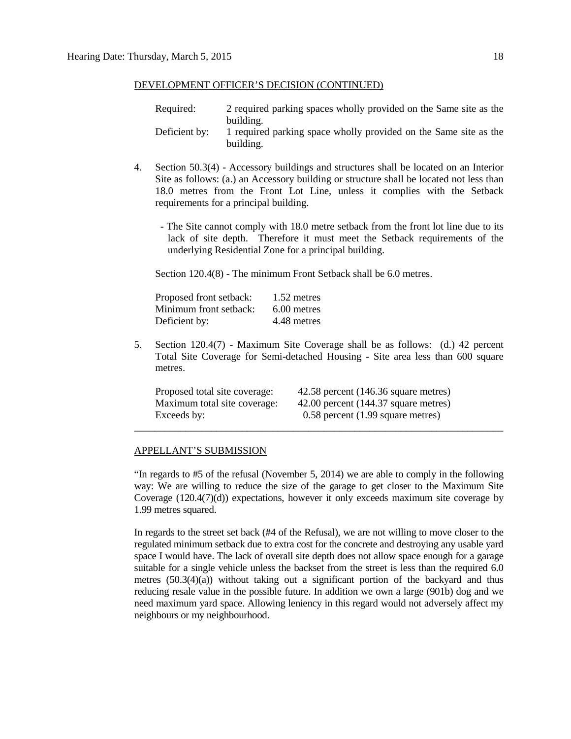DEVELOPMENT OFFICER'S DECISION (CONTINUED)

| | |
|---|---|
| Required: | 2 required parking spaces wholly provided on the Same site as the building. |
| Deficient by: | 1 required parking space wholly provided on the Same site as the building. |

4. Section 50.3(4) - Accessory buildings and structures shall be located on an Interior Site as follows: (a.) an Accessory building or structure shall be located not less than 18.0 metres from the Front Lot Line, unless it complies with the Setback requirements for a principal building.

   - The Site cannot comply with 18.0 metre setback from the front lot line due to its lack of site depth. Therefore it must meet the Setback requirements of the underlying Residential Zone for a principal building.

   Section 120.4(8) - The minimum Front Setback shall be 6.0 metres.

   | | |
   |---|---|
   | Proposed front setback: | 1.52 metres |
   | Minimum front setback: | 6.00 metres |
   | Deficient by: | 4.48 metres |

5. Section 120.4(7) - Maximum Site Coverage shall be as follows: (d.) 42 percent Total Site Coverage for Semi-detached Housing - Site area less than 600 square metres.

   | | |
   |---|---|
   | Proposed total site coverage: | 42.58 percent (146.36 square metres) |
   | Maximum total site coverage: | 42.00 percent (144.37 square metres) |
   | Exceeds by: | 0.58 percent (1.99 square metres) |

---

APPELLANT'S SUBMISSION

"In regards to #5 of the refusal (November 5, 2014) we are able to comply in the following way: We are willing to reduce the size of the garage to get closer to the Maximum Site Coverage (120.4(7)(d)) expectations, however it only exceeds maximum site coverage by 1.99 metres squared.

In regards to the street set back (#4 of the Refusal), we are not willing to move closer to the regulated minimum setback due to extra cost for the concrete and destroying any usable yard space I would have. The lack of overall site depth does not allow space enough for a garage suitable for a single vehicle unless the backset from the street is less than the required 6.0 metres (50.3(4)(a)) without taking out a significant portion of the backyard and thus reducing resale value in the possible future. In addition we own a large (901b) dog and we need maximum yard space. Allowing leniency in this regard would not adversely affect my neighbours or my neighbourhood.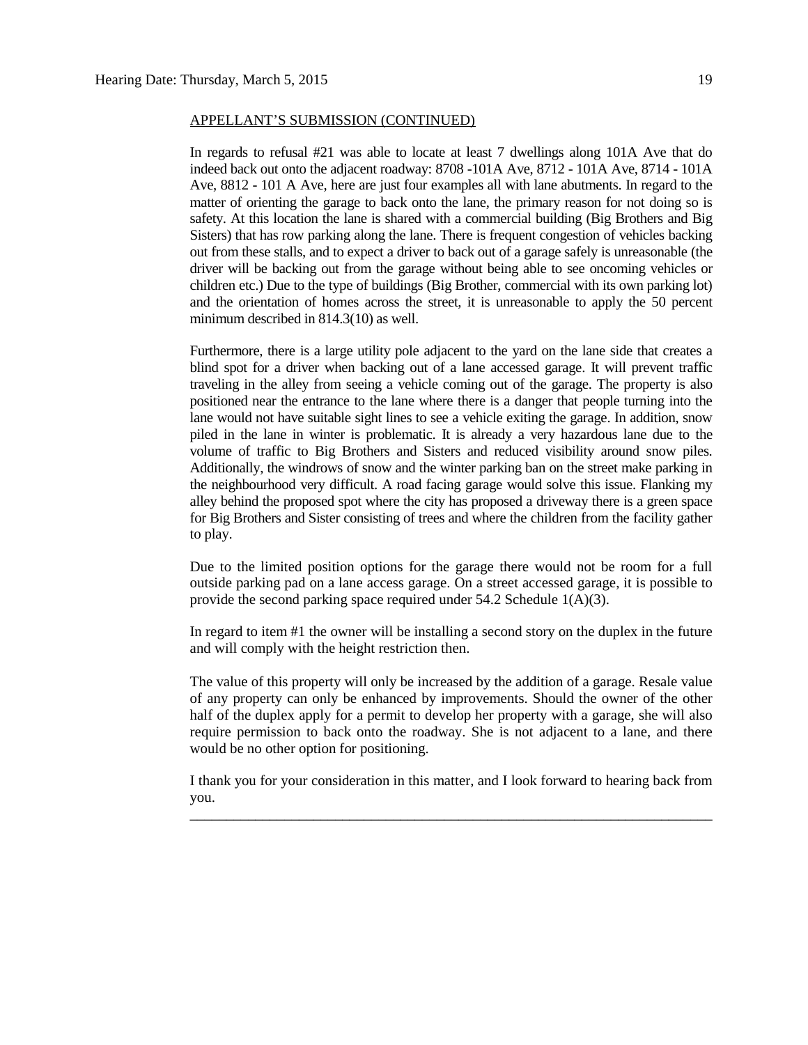APPELLANT'S SUBMISSION (CONTINUED)

In regards to refusal #21 was able to locate at least 7 dwellings along 101A Ave that do indeed back out onto the adjacent roadway: 8708 -101A Ave, 8712 - 101A Ave, 8714 - 101A Ave, 8812 - 101 A Ave, here are just four examples all with lane abutments. In regard to the matter of orienting the garage to back onto the lane, the primary reason for not doing so is safety. At this location the lane is shared with a commercial building (Big Brothers and Big Sisters) that has row parking along the lane. There is frequent congestion of vehicles backing out from these stalls, and to expect a driver to back out of a garage safely is unreasonable (the driver will be backing out from the garage without being able to see oncoming vehicles or children etc.) Due to the type of buildings (Big Brother, commercial with its own parking lot) and the orientation of homes across the street, it is unreasonable to apply the 50 percent minimum described in 814.3(10) as well.

Furthermore, there is a large utility pole adjacent to the yard on the lane side that creates a blind spot for a driver when backing out of a lane accessed garage. It will prevent traffic traveling in the alley from seeing a vehicle coming out of the garage. The property is also positioned near the entrance to the lane where there is a danger that people turning into the lane would not have suitable sight lines to see a vehicle exiting the garage. In addition, snow piled in the lane in winter is problematic. It is already a very hazardous lane due to the volume of traffic to Big Brothers and Sisters and reduced visibility around snow piles. Additionally, the windrows of snow and the winter parking ban on the street make parking in the neighbourhood very difficult. A road facing garage would solve this issue. Flanking my alley behind the proposed spot where the city has proposed a driveway there is a green space for Big Brothers and Sister consisting of trees and where the children from the facility gather to play.

Due to the limited position options for the garage there would not be room for a full outside parking pad on a lane access garage. On a street accessed garage, it is possible to provide the second parking space required under 54.2 Schedule 1(A)(3).

In regard to item #1 the owner will be installing a second story on the duplex in the future and will comply with the height restriction then.

The value of this property will only be increased by the addition of a garage. Resale value of any property can only be enhanced by improvements. Should the owner of the other half of the duplex apply for a permit to develop her property with a garage, she will also require permission to back onto the roadway. She is not adjacent to a lane, and there would be no other option for positioning.

I thank you for your consideration in this matter, and I look forward to hearing back from you.

---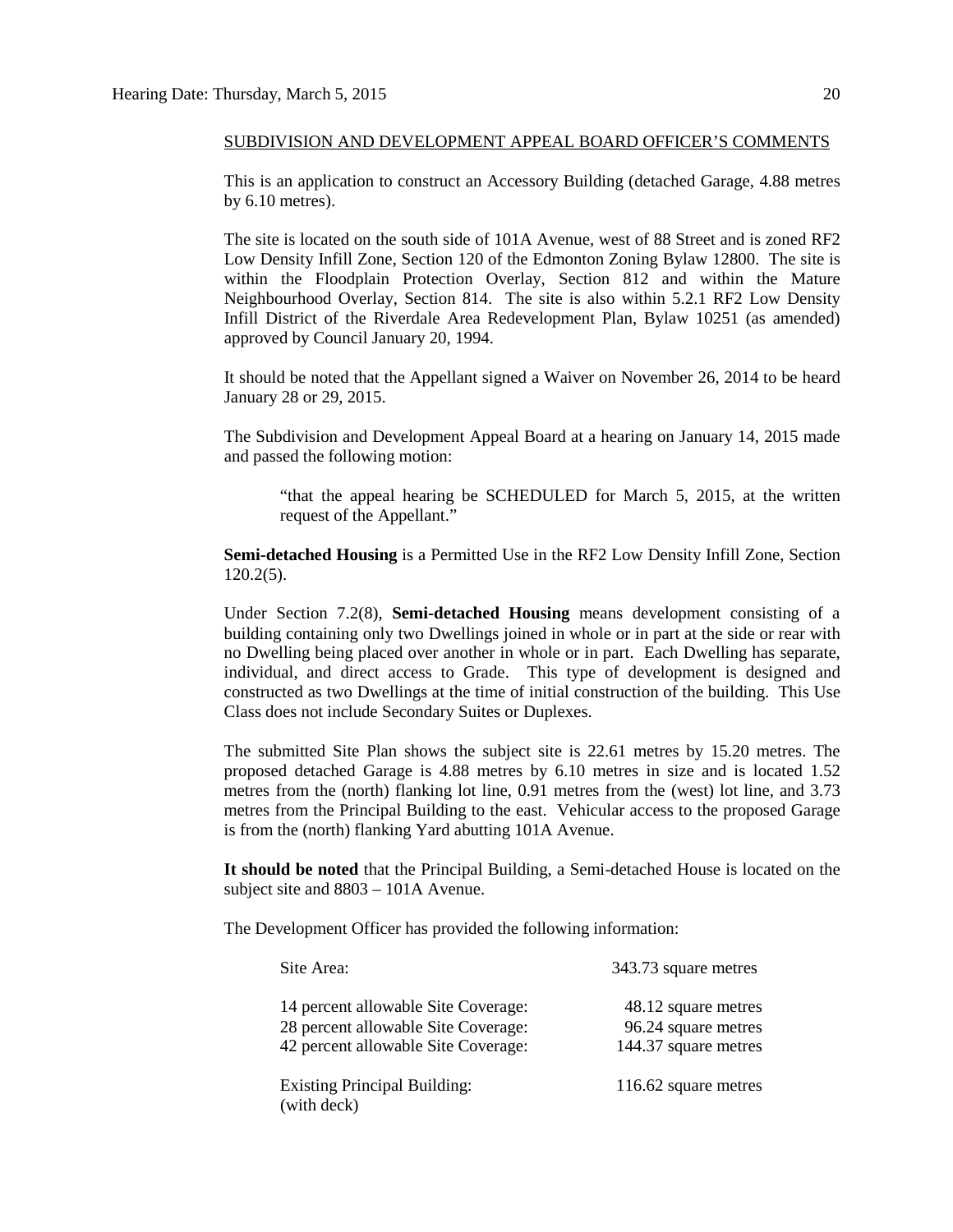SUBDIVISION AND DEVELOPMENT APPEAL BOARD OFFICER'S COMMENTS

This is an application to construct an Accessory Building (detached Garage, 4.88 metres by 6.10 metres).

The site is located on the south side of 101A Avenue, west of 88 Street and is zoned RF2 Low Density Infill Zone, Section 120 of the Edmonton Zoning Bylaw 12800. The site is within the Floodplain Protection Overlay, Section 812 and within the Mature Neighbourhood Overlay, Section 814. The site is also within 5.2.1 RF2 Low Density Infill District of the Riverdale Area Redevelopment Plan, Bylaw 10251 (as amended) approved by Council January 20, 1994.

It should be noted that the Appellant signed a Waiver on November 26, 2014 to be heard January 28 or 29, 2015.

The Subdivision and Development Appeal Board at a hearing on January 14, 2015 made and passed the following motion:

> "that the appeal hearing be SCHEDULED for March 5, 2015, at the written request of the Appellant."

**Semi-detached Housing** is a Permitted Use in the RF2 Low Density Infill Zone, Section 120.2(5).

Under Section 7.2(8), **Semi-detached Housing** means development consisting of a building containing only two Dwellings joined in whole or in part at the side or rear with no Dwelling being placed over another in whole or in part. Each Dwelling has separate, individual, and direct access to Grade. This type of development is designed and constructed as two Dwellings at the time of initial construction of the building. This Use Class does not include Secondary Suites or Duplexes.

The submitted Site Plan shows the subject site is 22.61 metres by 15.20 metres. The proposed detached Garage is 4.88 metres by 6.10 metres in size and is located 1.52 metres from the (north) flanking lot line, 0.91 metres from the (west) lot line, and 3.73 metres from the Principal Building to the east. Vehicular access to the proposed Garage is from the (north) flanking Yard abutting 101A Avenue.

**It should be noted** that the Principal Building, a Semi-detached House is located on the subject site and 8803 – 101A Avenue.

The Development Officer has provided the following information:

| | |
|---|---|
| Site Area: | 343.73 square metres |
| 14 percent allowable Site Coverage: | 48.12 square metres |
| 28 percent allowable Site Coverage: | 96.24 square metres |
| 42 percent allowable Site Coverage: | 144.37 square metres |
| Existing Principal Building: (with deck) | 116.62 square metres |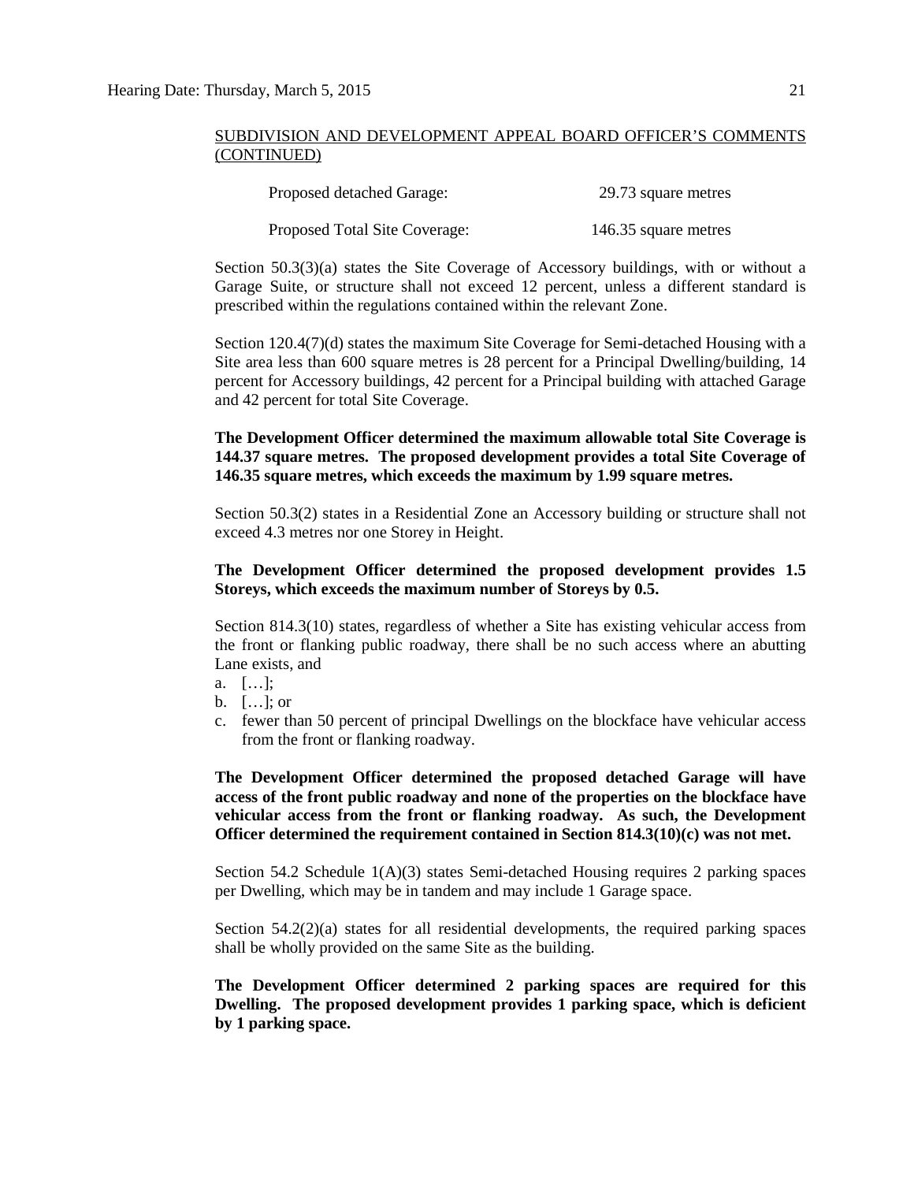SUBDIVISION AND DEVELOPMENT APPEAL BOARD OFFICER'S COMMENTS (CONTINUED)

| | |
|---|---|
| Proposed detached Garage: | 29.73 square metres |
| Proposed Total Site Coverage: | 146.35 square metres |

Section 50.3(3)(a) states the Site Coverage of Accessory buildings, with or without a Garage Suite, or structure shall not exceed 12 percent, unless a different standard is prescribed within the regulations contained within the relevant Zone.

Section 120.4(7)(d) states the maximum Site Coverage for Semi-detached Housing with a Site area less than 600 square metres is 28 percent for a Principal Dwelling/building, 14 percent for Accessory buildings, 42 percent for a Principal building with attached Garage and 42 percent for total Site Coverage.

**The Development Officer determined the maximum allowable total Site Coverage is 144.37 square metres. The proposed development provides a total Site Coverage of 146.35 square metres, which exceeds the maximum by 1.99 square metres.**

Section 50.3(2) states in a Residential Zone an Accessory building or structure shall not exceed 4.3 metres nor one Storey in Height.

**The Development Officer determined the proposed development provides 1.5 Storeys, which exceeds the maximum number of Storeys by 0.5.**

Section 814.3(10) states, regardless of whether a Site has existing vehicular access from the front or flanking public roadway, there shall be no such access where an abutting Lane exists, and

a. […];
b. […]; or
c. fewer than 50 percent of principal Dwellings on the blockface have vehicular access from the front or flanking roadway.

**The Development Officer determined the proposed detached Garage will have access of the front public roadway and none of the properties on the blockface have vehicular access from the front or flanking roadway. As such, the Development Officer determined the requirement contained in Section 814.3(10)(c) was not met.**

Section 54.2 Schedule 1(A)(3) states Semi-detached Housing requires 2 parking spaces per Dwelling, which may be in tandem and may include 1 Garage space.

Section 54.2(2)(a) states for all residential developments, the required parking spaces shall be wholly provided on the same Site as the building.

**The Development Officer determined 2 parking spaces are required for this Dwelling. The proposed development provides 1 parking space, which is deficient by 1 parking space.**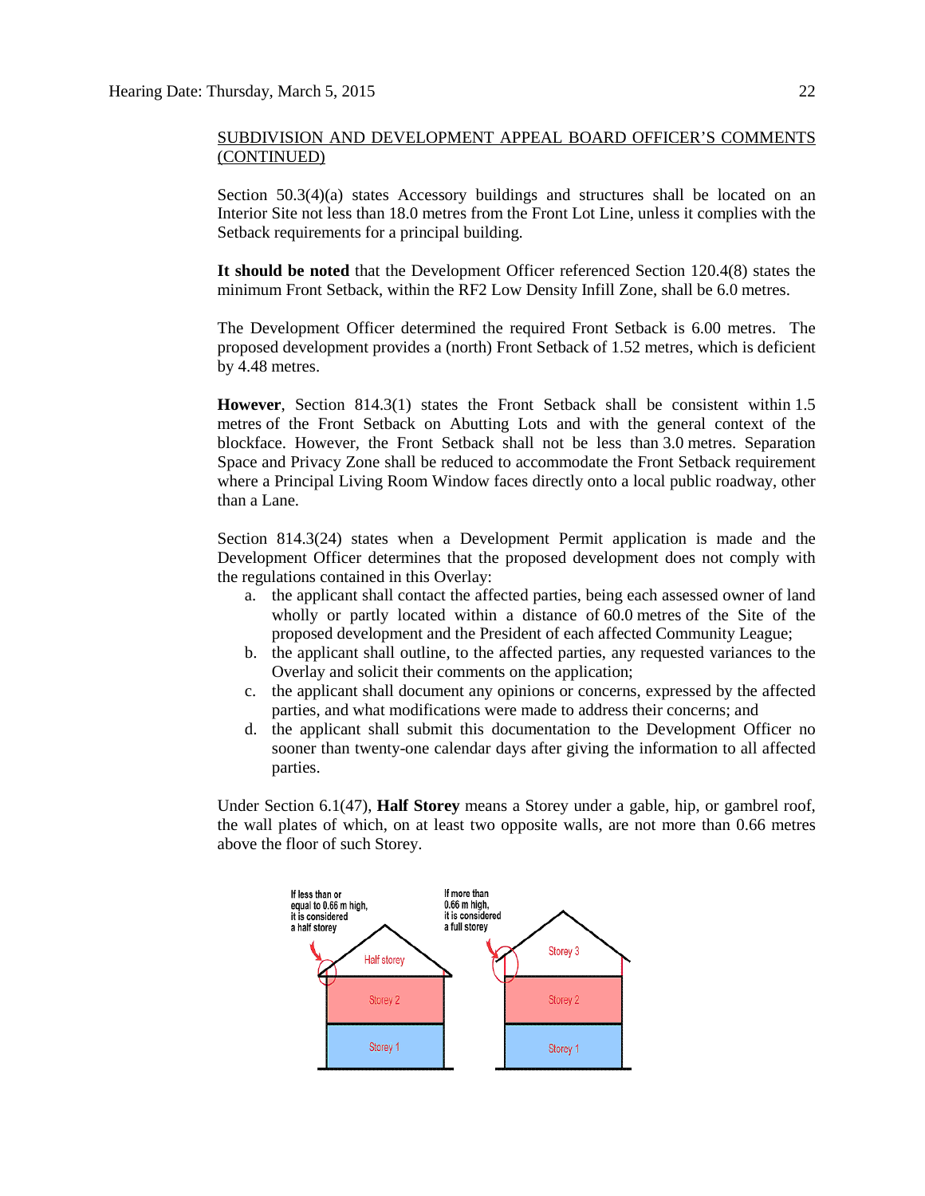SUBDIVISION AND DEVELOPMENT APPEAL BOARD OFFICER'S COMMENTS (CONTINUED)

Section 50.3(4)(a) states Accessory buildings and structures shall be located on an Interior Site not less than 18.0 metres from the Front Lot Line, unless it complies with the Setback requirements for a principal building.

**It should be noted** that the Development Officer referenced Section 120.4(8) states the minimum Front Setback, within the RF2 Low Density Infill Zone, shall be 6.0 metres.

The Development Officer determined the required Front Setback is 6.00 metres. The proposed development provides a (north) Front Setback of 1.52 metres, which is deficient by 4.48 metres.

**However**, Section 814.3(1) states the Front Setback shall be consistent within 1.5 metres of the Front Setback on Abutting Lots and with the general context of the blockface. However, the Front Setback shall not be less than 3.0 metres. Separation Space and Privacy Zone shall be reduced to accommodate the Front Setback requirement where a Principal Living Room Window faces directly onto a local public roadway, other than a Lane.

Section 814.3(24) states when a Development Permit application is made and the Development Officer determines that the proposed development does not comply with the regulations contained in this Overlay:

a. the applicant shall contact the affected parties, being each assessed owner of land wholly or partly located within a distance of 60.0 metres of the Site of the proposed development and the President of each affected Community League;
b. the applicant shall outline, to the affected parties, any requested variances to the Overlay and solicit their comments on the application;
c. the applicant shall document any opinions or concerns, expressed by the affected parties, and what modifications were made to address their concerns; and
d. the applicant shall submit this documentation to the Development Officer no sooner than twenty-one calendar days after giving the information to all affected parties.

Under Section 6.1(47), **Half Storey** means a Storey under a gable, hip, or gambrel roof, the wall plates of which, on at least two opposite walls, are not more than 0.66 metres above the floor of such Storey.

If less than or equal to 0.66 m high, it is considered a half storey

Half storey

Storey 2

Storey 1

If more than 0.66 m high, it is considered a full storey

Storey 3

Storey 2

Storey 1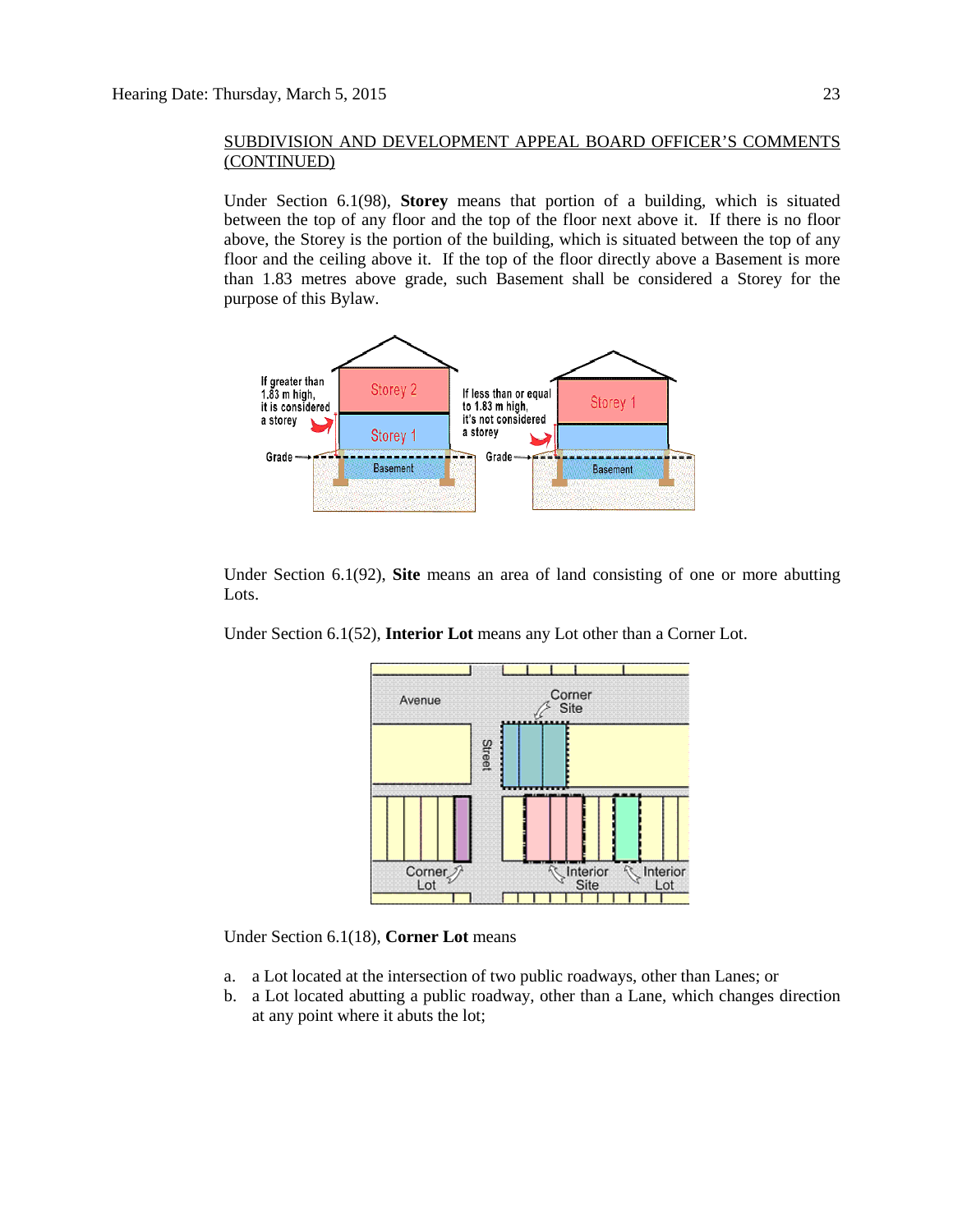SUBDIVISION AND DEVELOPMENT APPEAL BOARD OFFICER'S COMMENTS (CONTINUED)

Under Section 6.1(98), **Storey** means that portion of a building, which is situated between the top of any floor and the top of the floor next above it. If there is no floor above, the Storey is the portion of the building, which is situated between the top of any floor and the ceiling above it. If the top of the floor directly above a Basement is more than 1.83 metres above grade, such Basement shall be considered a Storey for the purpose of this Bylaw.

Under Section 6.1(92), **Site** means an area of land consisting of one or more abutting Lots.

Under Section 6.1(52), **Interior Lot** means any Lot other than a Corner Lot.

Under Section 6.1(18), **Corner Lot** means

a. a Lot located at the intersection of two public roadways, other than Lanes; or
b. a Lot located abutting a public roadway, other than a Lane, which changes direction at any point where it abuts the lot;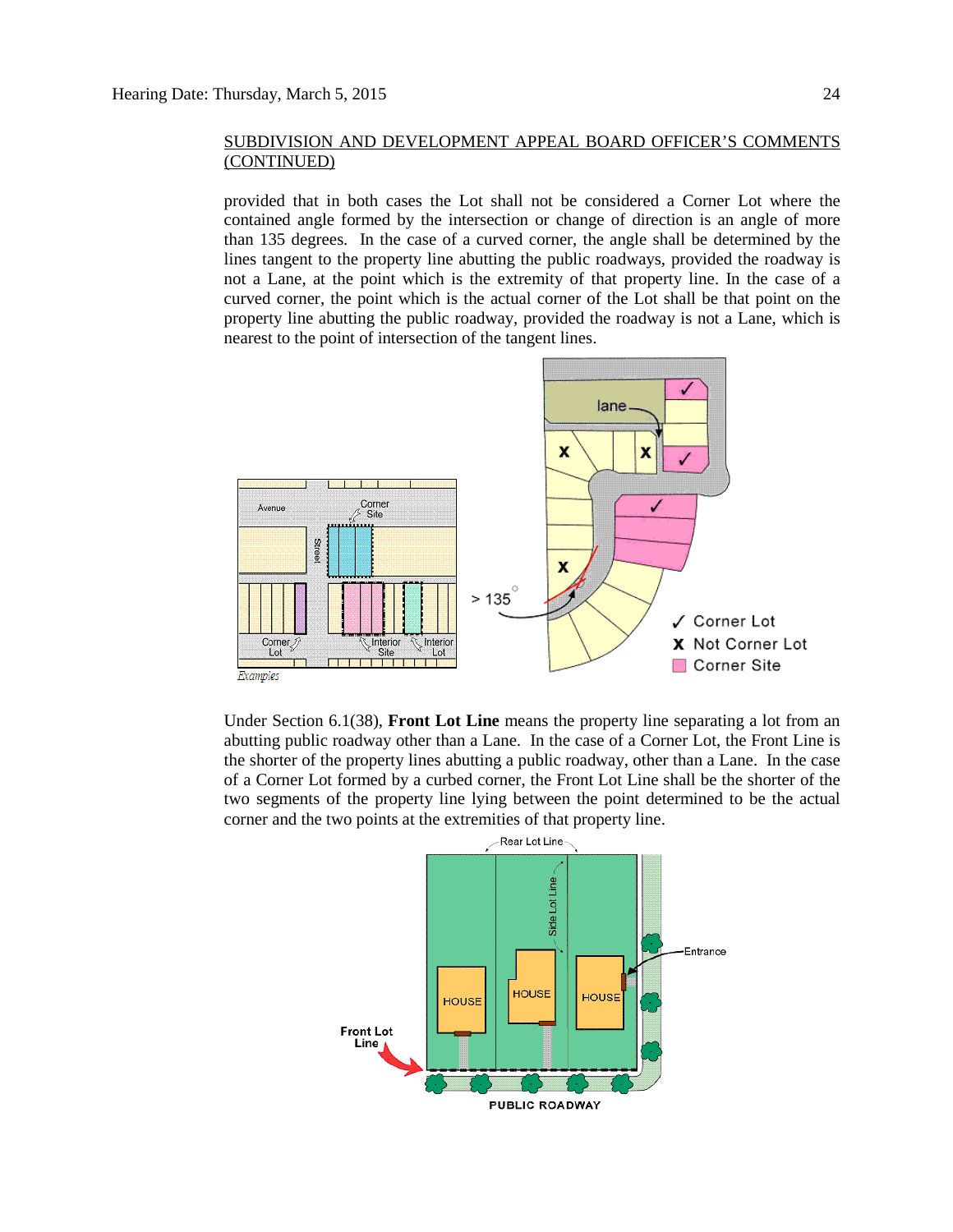SUBDIVISION AND DEVELOPMENT APPEAL BOARD OFFICER'S COMMENTS (CONTINUED)

provided that in both cases the Lot shall not be considered a Corner Lot where the contained angle formed by the intersection or change of direction is an angle of more than 135 degrees. In the case of a curved corner, the angle shall be determined by the lines tangent to the property line abutting the public roadways, provided the roadway is not a Lane, at the point which is the extremity of that property line. In the case of a curved corner, the point which is the actual corner of the Lot shall be that point on the property line abutting the public roadway, provided the roadway is not a Lane, which is nearest to the point of intersection of the tangent lines.

Under Section 6.1(38), **Front Lot Line** means the property line separating a lot from an abutting public roadway other than a Lane. In the case of a Corner Lot, the Front Line is the shorter of the property lines abutting a public roadway, other than a Lane. In the case of a Corner Lot formed by a curbed corner, the Front Lot Line shall be the shorter of the two segments of the property line lying between the point determined to be the actual corner and the two points at the extremities of that property line.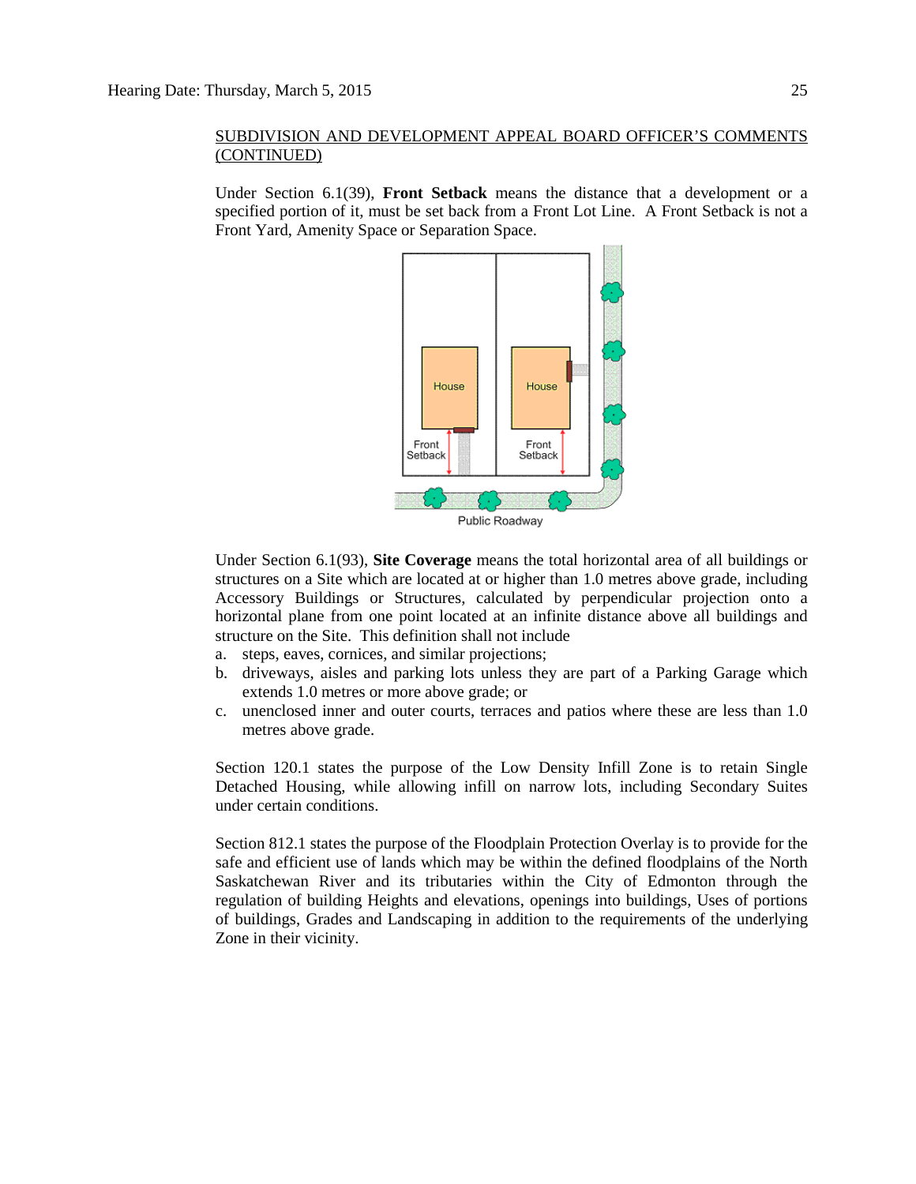SUBDIVISION AND DEVELOPMENT APPEAL BOARD OFFICER'S COMMENTS (CONTINUED)

Under Section 6.1(39), **Front Setback** means the distance that a development or a specified portion of it, must be set back from a Front Lot Line. A Front Setback is not a Front Yard, Amenity Space or Separation Space.

Under Section 6.1(93), **Site Coverage** means the total horizontal area of all buildings or structures on a Site which are located at or higher than 1.0 metres above grade, including Accessory Buildings or Structures, calculated by perpendicular projection onto a horizontal plane from one point located at an infinite distance above all buildings and structure on the Site. This definition shall not include

a. steps, eaves, cornices, and similar projections;
b. driveways, aisles and parking lots unless they are part of a Parking Garage which extends 1.0 metres or more above grade; or
c. unenclosed inner and outer courts, terraces and patios where these are less than 1.0 metres above grade.

Section 120.1 states the purpose of the Low Density Infill Zone is to retain Single Detached Housing, while allowing infill on narrow lots, including Secondary Suites under certain conditions.

Section 812.1 states the purpose of the Floodplain Protection Overlay is to provide for the safe and efficient use of lands which may be within the defined floodplains of the North Saskatchewan River and its tributaries within the City of Edmonton through the regulation of building Heights and elevations, openings into buildings, Uses of portions of buildings, Grades and Landscaping in addition to the requirements of the underlying Zone in their vicinity.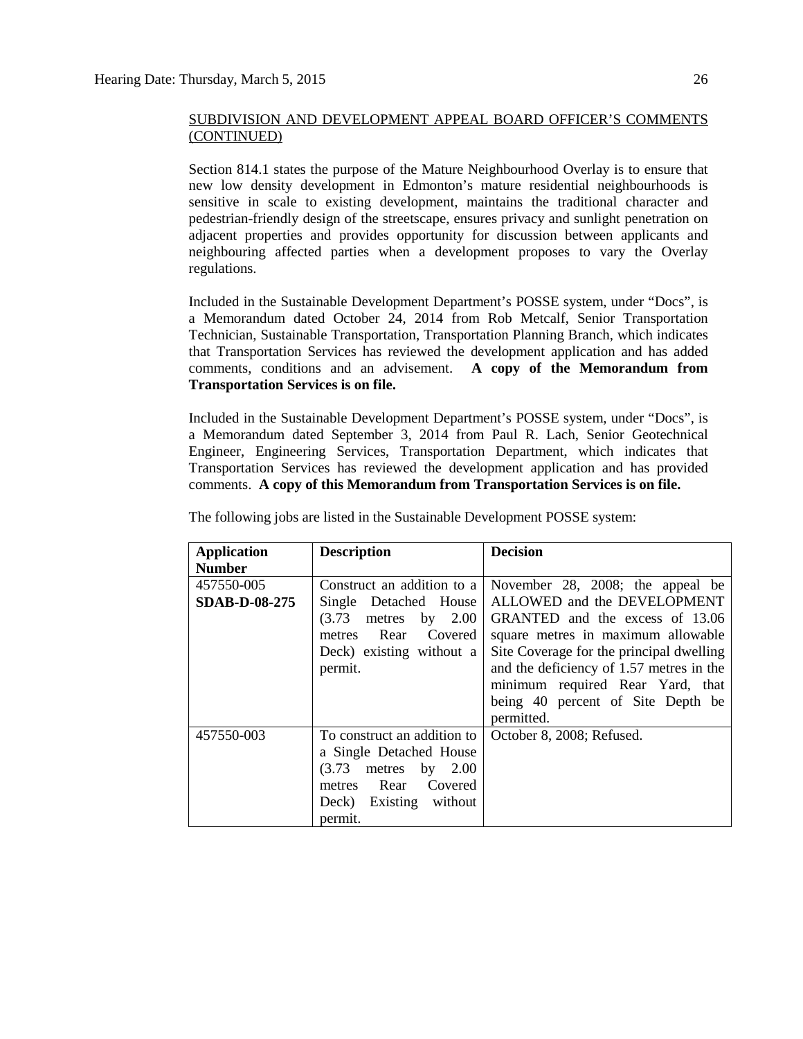SUBDIVISION AND DEVELOPMENT APPEAL BOARD OFFICER'S COMMENTS (CONTINUED)

Section 814.1 states the purpose of the Mature Neighbourhood Overlay is to ensure that new low density development in Edmonton's mature residential neighbourhoods is sensitive in scale to existing development, maintains the traditional character and pedestrian-friendly design of the streetscape, ensures privacy and sunlight penetration on adjacent properties and provides opportunity for discussion between applicants and neighbouring affected parties when a development proposes to vary the Overlay regulations.

Included in the Sustainable Development Department's POSSE system, under "Docs", is a Memorandum dated October 24, 2014 from Rob Metcalf, Senior Transportation Technician, Sustainable Transportation, Transportation Planning Branch, which indicates that Transportation Services has reviewed the development application and has added comments, conditions and an advisement. **A copy of the Memorandum from Transportation Services is on file.**

Included in the Sustainable Development Department's POSSE system, under "Docs", is a Memorandum dated September 3, 2014 from Paul R. Lach, Senior Geotechnical Engineer, Engineering Services, Transportation Department, which indicates that Transportation Services has reviewed the development application and has provided comments. **A copy of this Memorandum from Transportation Services is on file.**

The following jobs are listed in the Sustainable Development POSSE system:

| **Application Number** | **Description** | **Decision** |
|---|---|---|
| 457550-005 **SDAB-D-08-275** | Construct an addition to a Single Detached House (3.73 metres by 2.00 metres Rear Covered Deck) existing without a permit. | November 28, 2008; the appeal be ALLOWED and the DEVELOPMENT GRANTED and the excess of 13.06 square metres in maximum allowable Site Coverage for the principal dwelling and the deficiency of 1.57 metres in the minimum required Rear Yard, that being 40 percent of Site Depth be permitted. |
| 457550-003 | To construct an addition to a Single Detached House (3.73 metres by 2.00 metres Rear Covered Deck) Existing without permit. | October 8, 2008; Refused. |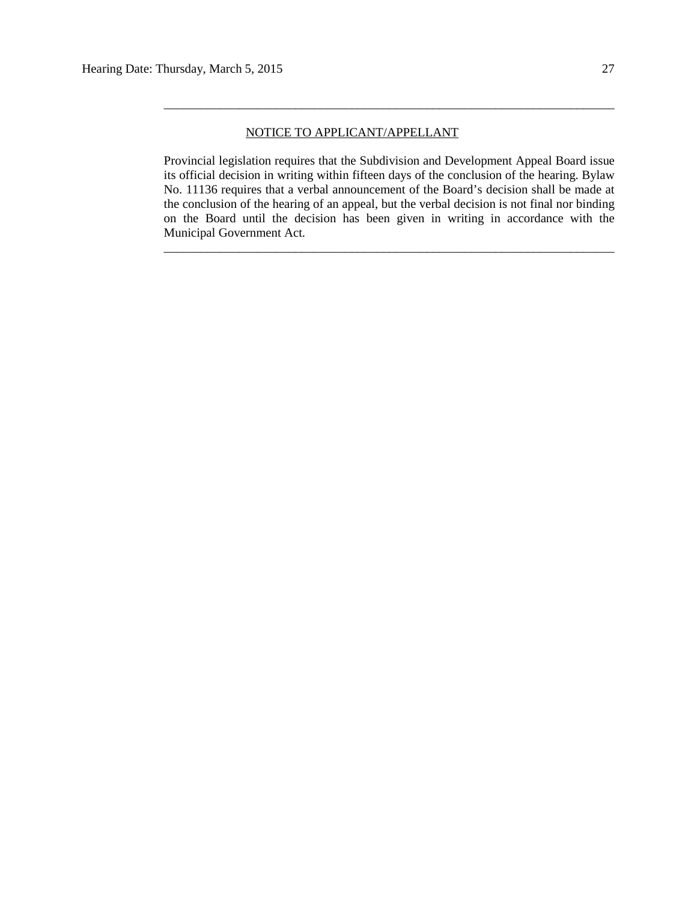---

NOTICE TO APPLICANT/APPELLANT

Provincial legislation requires that the Subdivision and Development Appeal Board issue its official decision in writing within fifteen days of the conclusion of the hearing. Bylaw No. 11136 requires that a verbal announcement of the Board's decision shall be made at the conclusion of the hearing of an appeal, but the verbal decision is not final nor binding on the Board until the decision has been given in writing in accordance with the Municipal Government Act.

---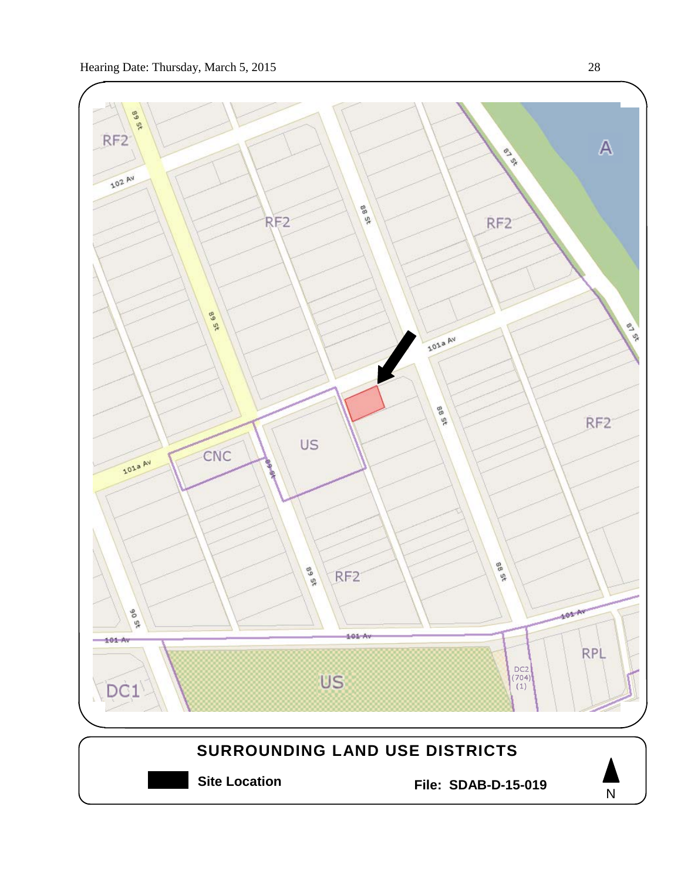RF2

102 Av

89 St

RF2

88 St

RF2

A

87 St

87 St

101a Av

89 St

US

CNC

101a Av

89 St

88 St

RF2

89 St

RF2

88 St

90 St

101 Av

101 Av

101 Av

RPL

DC2 (704) (1)

US

DC1

**SURROUNDING LAND USE DISTRICTS**

**Site Location**

**File: SDAB-D-15-019**

N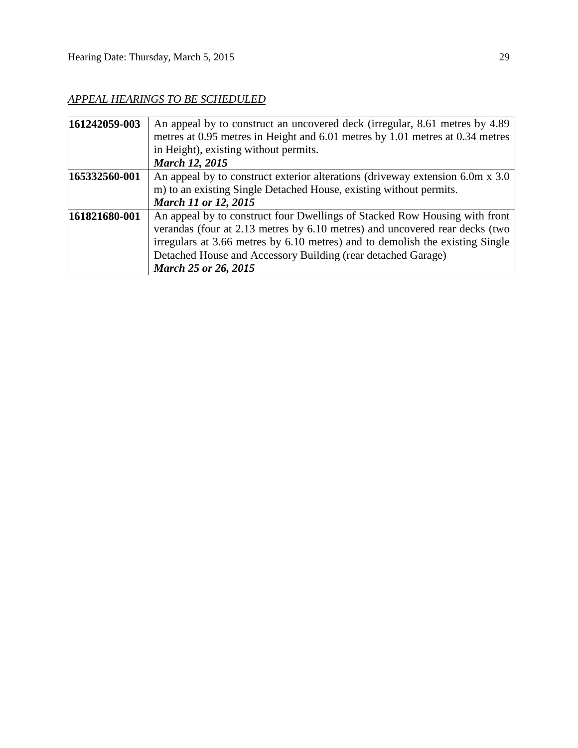*APPEAL HEARINGS TO BE SCHEDULED*

| | |
|---|---|
| **161242059-003** | An appeal by to construct an uncovered deck (irregular, 8.61 metres by 4.89 metres at 0.95 metres in Height and 6.01 metres by 1.01 metres at 0.34 metres in Height), existing without permits.<br>***March 12, 2015*** |
| **165332560-001** | An appeal by to construct exterior alterations (driveway extension 6.0m x 3.0 m) to an existing Single Detached House, existing without permits.<br>***March 11 or 12, 2015*** |
| **161821680-001** | An appeal by to construct four Dwellings of Stacked Row Housing with front verandas (four at 2.13 metres by 6.10 metres) and uncovered rear decks (two irregulars at 3.66 metres by 6.10 metres) and to demolish the existing Single Detached House and Accessory Building (rear detached Garage)<br>***March 25 or 26, 2015*** |